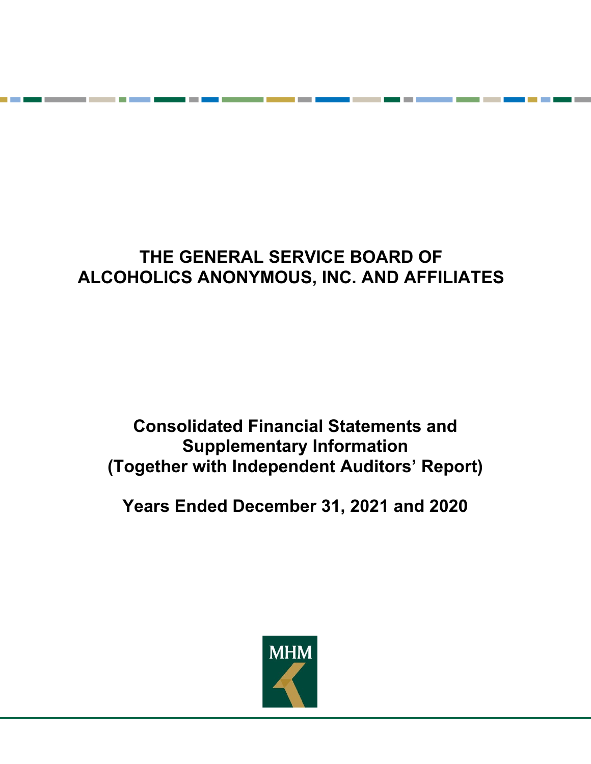# THE GENERAL SERVICE BOARD OF ALCOHOLICS ANONYMOUS, INC. AND AFFILIATES

## Consolidated Financial Statements and Supplementary Information (Together with Independent Auditors' Report)

## Years Ended December 31, 2021 and 2020

MHM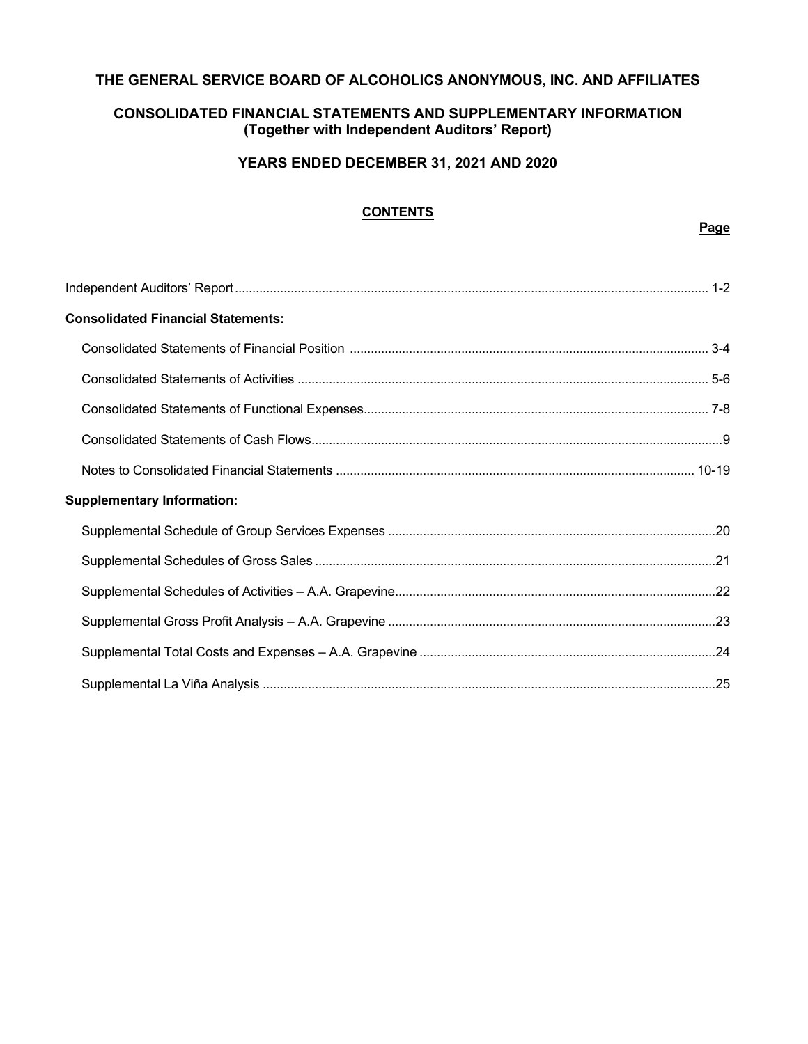# THE GENERAL SERVICE BOARD OF ALCOHOLICS ANONYMOUS, INC. AND AFFILIATES

## CONSOLIDATED FINANCIAL STATEMENTS AND SUPPLEMENTARY INFORMATION
### (Together with Independent Auditors' Report)

## YEARS ENDED DECEMBER 31, 2021 AND 2020

**CONTENTS**

| | Page |
|---|---|
| Independent Auditors' Report | 1-2 |
| **Consolidated Financial Statements:** | |
| Consolidated Statements of Financial Position | 3-4 |
| Consolidated Statements of Activities | 5-6 |
| Consolidated Statements of Functional Expenses | 7-8 |
| Consolidated Statements of Cash Flows | 9 |
| Notes to Consolidated Financial Statements | 10-19 |
| **Supplementary Information:** | |
| Supplemental Schedule of Group Services Expenses | 20 |
| Supplemental Schedules of Gross Sales | 21 |
| Supplemental Schedules of Activities – A.A. Grapevine | 22 |
| Supplemental Gross Profit Analysis – A.A. Grapevine | 23 |
| Supplemental Total Costs and Expenses – A.A. Grapevine | 24 |
| Supplemental La Viña Analysis | 25 |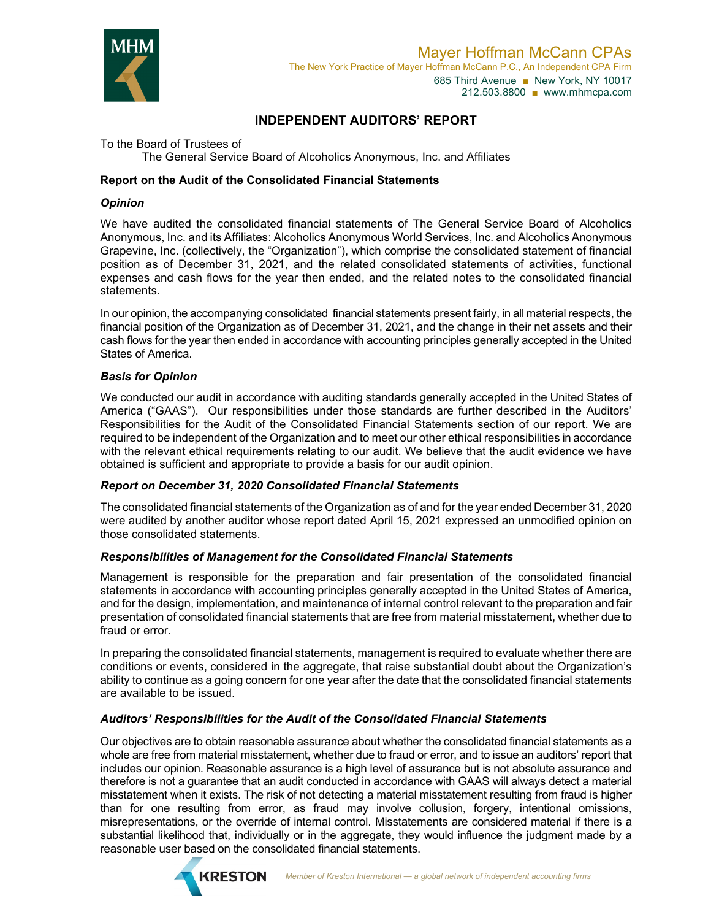Mayer Hoffman McCann CPAs
The New York Practice of Mayer Hoffman McCann P.C., An Independent CPA Firm
685 Third Avenue ■ New York, NY 10017
212.503.8800 ■ www.mhmcpa.com

# INDEPENDENT AUDITORS' REPORT

To the Board of Trustees of
The General Service Board of Alcoholics Anonymous, Inc. and Affiliates

## Report on the Audit of the Consolidated Financial Statements

### *Opinion*

We have audited the consolidated financial statements of The General Service Board of Alcoholics Anonymous, Inc. and its Affiliates: Alcoholics Anonymous World Services, Inc. and Alcoholics Anonymous Grapevine, Inc. (collectively, the "Organization"), which comprise the consolidated statement of financial position as of December 31, 2021, and the related consolidated statements of activities, functional expenses and cash flows for the year then ended, and the related notes to the consolidated financial statements.

In our opinion, the accompanying consolidated financial statements present fairly, in all material respects, the financial position of the Organization as of December 31, 2021, and the change in their net assets and their cash flows for the year then ended in accordance with accounting principles generally accepted in the United States of America.

### *Basis for Opinion*

We conducted our audit in accordance with auditing standards generally accepted in the United States of America ("GAAS"). Our responsibilities under those standards are further described in the Auditors' Responsibilities for the Audit of the Consolidated Financial Statements section of our report. We are required to be independent of the Organization and to meet our other ethical responsibilities in accordance with the relevant ethical requirements relating to our audit. We believe that the audit evidence we have obtained is sufficient and appropriate to provide a basis for our audit opinion.

### *Report on December 31, 2020 Consolidated Financial Statements*

The consolidated financial statements of the Organization as of and for the year ended December 31, 2020 were audited by another auditor whose report dated April 15, 2021 expressed an unmodified opinion on those consolidated statements.

### *Responsibilities of Management for the Consolidated Financial Statements*

Management is responsible for the preparation and fair presentation of the consolidated financial statements in accordance with accounting principles generally accepted in the United States of America, and for the design, implementation, and maintenance of internal control relevant to the preparation and fair presentation of consolidated financial statements that are free from material misstatement, whether due to fraud or error.

In preparing the consolidated financial statements, management is required to evaluate whether there are conditions or events, considered in the aggregate, that raise substantial doubt about the Organization's ability to continue as a going concern for one year after the date that the consolidated financial statements are available to be issued.

### *Auditors' Responsibilities for the Audit of the Consolidated Financial Statements*

Our objectives are to obtain reasonable assurance about whether the consolidated financial statements as a whole are free from material misstatement, whether due to fraud or error, and to issue an auditors' report that includes our opinion. Reasonable assurance is a high level of assurance but is not absolute assurance and therefore is not a guarantee that an audit conducted in accordance with GAAS will always detect a material misstatement when it exists. The risk of not detecting a material misstatement resulting from fraud is higher than for one resulting from error, as fraud may involve collusion, forgery, intentional omissions, misrepresentations, or the override of internal control. Misstatements are considered material if there is a substantial likelihood that, individually or in the aggregate, they would influence the judgment made by a reasonable user based on the consolidated financial statements.

KRESTON *Member of Kreston International — a global network of independent accounting firms*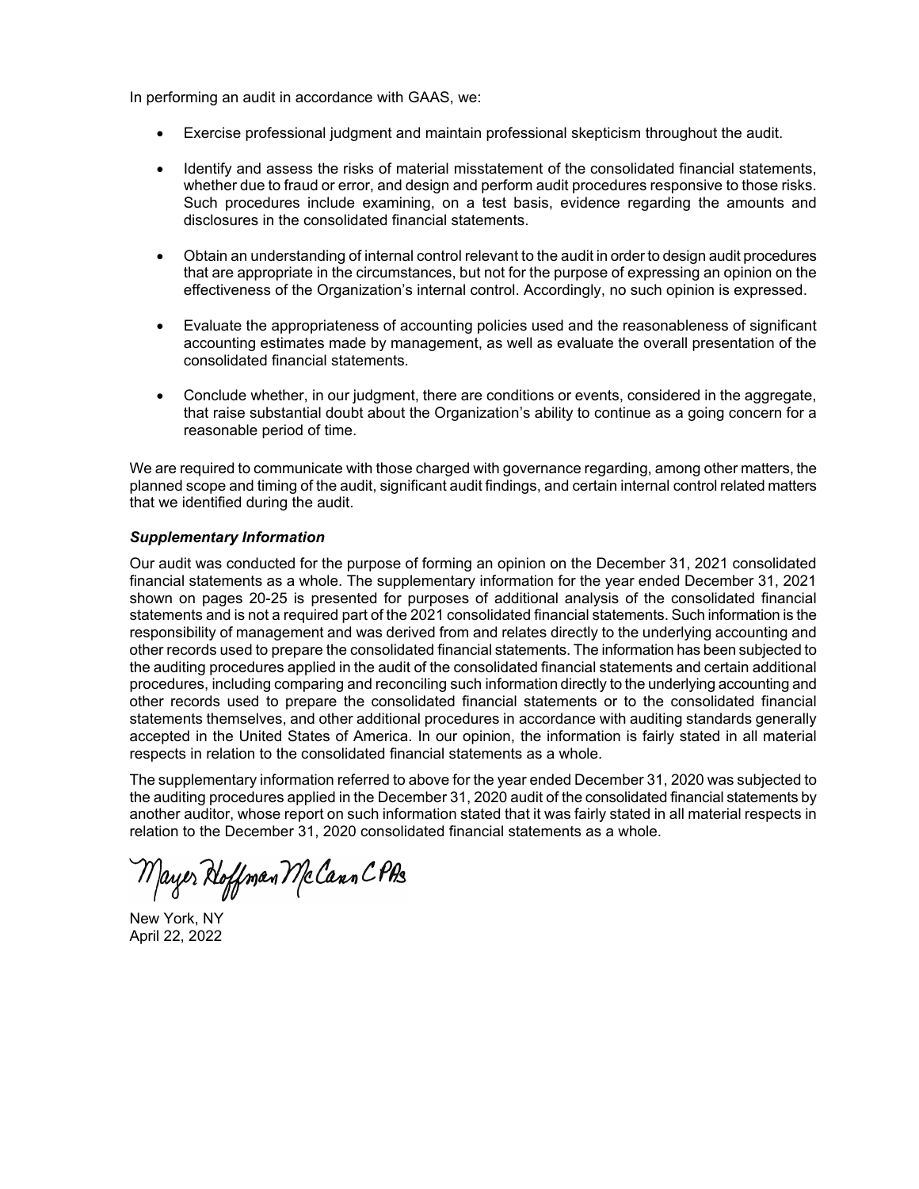In performing an audit in accordance with GAAS, we:

- Exercise professional judgment and maintain professional skepticism throughout the audit.
- Identify and assess the risks of material misstatement of the consolidated financial statements, whether due to fraud or error, and design and perform audit procedures responsive to those risks. Such procedures include examining, on a test basis, evidence regarding the amounts and disclosures in the consolidated financial statements.
- Obtain an understanding of internal control relevant to the audit in order to design audit procedures that are appropriate in the circumstances, but not for the purpose of expressing an opinion on the effectiveness of the Organization's internal control. Accordingly, no such opinion is expressed.
- Evaluate the appropriateness of accounting policies used and the reasonableness of significant accounting estimates made by management, as well as evaluate the overall presentation of the consolidated financial statements.
- Conclude whether, in our judgment, there are conditions or events, considered in the aggregate, that raise substantial doubt about the Organization's ability to continue as a going concern for a reasonable period of time.

We are required to communicate with those charged with governance regarding, among other matters, the planned scope and timing of the audit, significant audit findings, and certain internal control related matters that we identified during the audit.

***Supplementary Information***

Our audit was conducted for the purpose of forming an opinion on the December 31, 2021 consolidated financial statements as a whole. The supplementary information for the year ended December 31, 2021 shown on pages 20-25 is presented for purposes of additional analysis of the consolidated financial statements and is not a required part of the 2021 consolidated financial statements. Such information is the responsibility of management and was derived from and relates directly to the underlying accounting and other records used to prepare the consolidated financial statements. The information has been subjected to the auditing procedures applied in the audit of the consolidated financial statements and certain additional procedures, including comparing and reconciling such information directly to the underlying accounting and other records used to prepare the consolidated financial statements or to the consolidated financial statements themselves, and other additional procedures in accordance with auditing standards generally accepted in the United States of America. In our opinion, the information is fairly stated in all material respects in relation to the consolidated financial statements as a whole.

The supplementary information referred to above for the year ended December 31, 2020 was subjected to the auditing procedures applied in the December 31, 2020 audit of the consolidated financial statements by another auditor, whose report on such information stated that it was fairly stated in all material respects in relation to the December 31, 2020 consolidated financial statements as a whole.

Mayer Hoffman McCann CPAs

New York, NY
April 22, 2022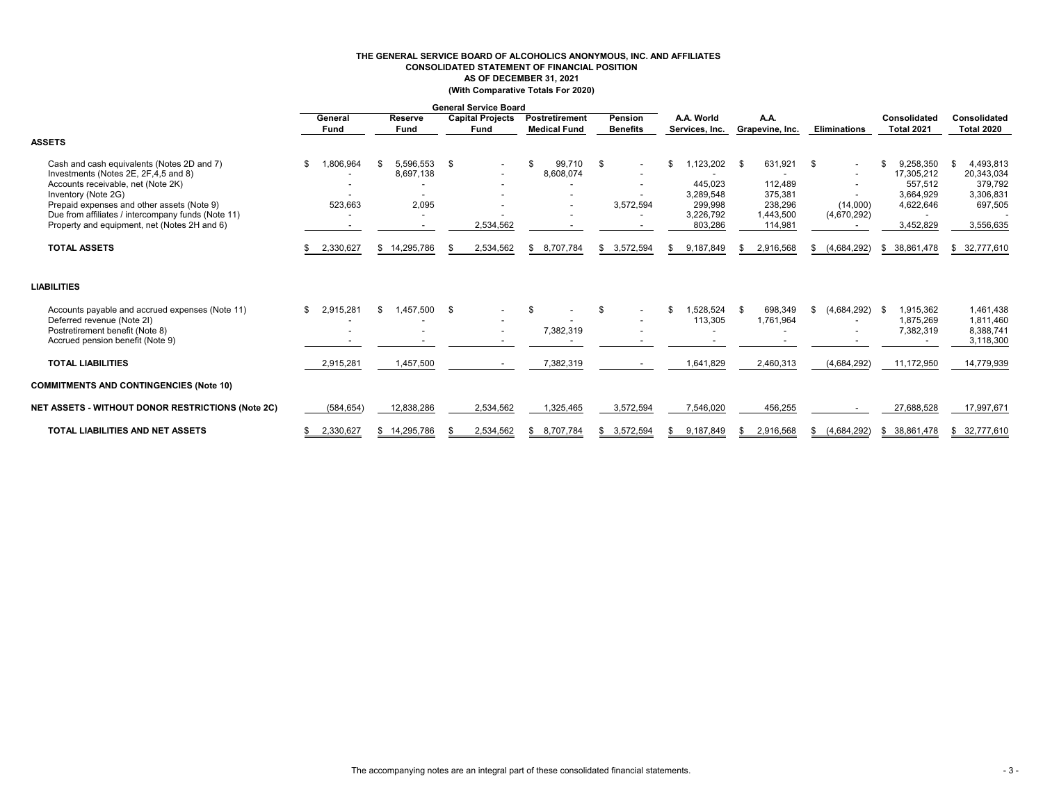# THE GENERAL SERVICE BOARD OF ALCOHOLICS ANONYMOUS, INC. AND AFFILIATES
## CONSOLIDATED STATEMENT OF FINANCIAL POSITION
### AS OF DECEMBER 31, 2021
**(With Comparative Totals For 2020)**

| | General Service Board | | | | | | | | | |
|---|---|---|---|---|---|---|---|---|---|---|
| | General Fund | Reserve Fund | Capital Projects Fund | Postretirement Medical Fund | Pension Benefits | A.A. World Services, Inc. | A.A. Grapevine, Inc. | Eliminations | Consolidated Total 2021 | Consolidated Total 2020 |
| **ASSETS** | | | | | | | | | | |
| Cash and cash equivalents (Notes 2D and 7) | $ 1,806,964 | $ 5,596,553 | $ - | $ 99,710 | $ - | $ 1,123,202 | $ 631,921 | $ - | $ 9,258,350 | $ 4,493,813 |
| Investments (Notes 2E, 2F,4,5 and 8) | - | 8,697,138 | - | 8,608,074 | - | - | - | - | 17,305,212 | 20,343,034 |
| Accounts receivable, net (Note 2K) | - | - | - | - | - | 445,023 | 112,489 | - | 557,512 | 379,792 |
| Inventory (Note 2G) | - | - | - | - | - | 3,289,548 | 375,381 | - | 3,664,929 | 3,306,831 |
| Prepaid expenses and other assets (Note 9) | 523,663 | 2,095 | - | - | 3,572,594 | 299,998 | 238,296 | (14,000) | 4,622,646 | 697,505 |
| Due from affiliates / intercompany funds (Note 11) | - | - | - | - | - | 3,226,792 | 1,443,500 | (4,670,292) | - | - |
| Property and equipment, net (Notes 2H and 6) | - | - | 2,534,562 | - | - | 803,286 | 114,981 | - | 3,452,829 | 3,556,635 |
| **TOTAL ASSETS** | $ 2,330,627 | $ 14,295,786 | $ 2,534,562 | $ 8,707,784 | $ 3,572,594 | $ 9,187,849 | $ 2,916,568 | $ (4,684,292) | $ 38,861,478 | $ 32,777,610 |
| **LIABILITIES** | | | | | | | | | | |
| Accounts payable and accrued expenses (Note 11) | $ 2,915,281 | $ 1,457,500 | $ - | $ - | $ - | $ 1,528,524 | $ 698,349 | $ (4,684,292) | $ 1,915,362 | 1,461,438 |
| Deferred revenue (Note 2I) | - | - | - | - | - | 113,305 | 1,761,964 | - | 1,875,269 | 1,811,460 |
| Postretirement benefit (Note 8) | - | - | - | 7,382,319 | - | - | - | - | 7,382,319 | 8,388,741 |
| Accrued pension benefit (Note 9) | - | - | - | - | - | - | - | - | - | 3,118,300 |
| **TOTAL LIABILITIES** | 2,915,281 | 1,457,500 | - | 7,382,319 | - | 1,641,829 | 2,460,313 | (4,684,292) | 11,172,950 | 14,779,939 |
| **COMMITMENTS AND CONTINGENCIES (Note 10)** | | | | | | | | | | |
| **NET ASSETS - WITHOUT DONOR RESTRICTIONS (Note 2C)** | (584,654) | 12,838,286 | 2,534,562 | 1,325,465 | 3,572,594 | 7,546,020 | 456,255 | - | 27,688,528 | 17,997,671 |
| **TOTAL LIABILITIES AND NET ASSETS** | $ 2,330,627 | $ 14,295,786 | $ 2,534,562 | $ 8,707,784 | $ 3,572,594 | $ 9,187,849 | $ 2,916,568 | $ (4,684,292) | $ 38,861,478 | $ 32,777,610 |

The accompanying notes are an integral part of these consolidated financial statements.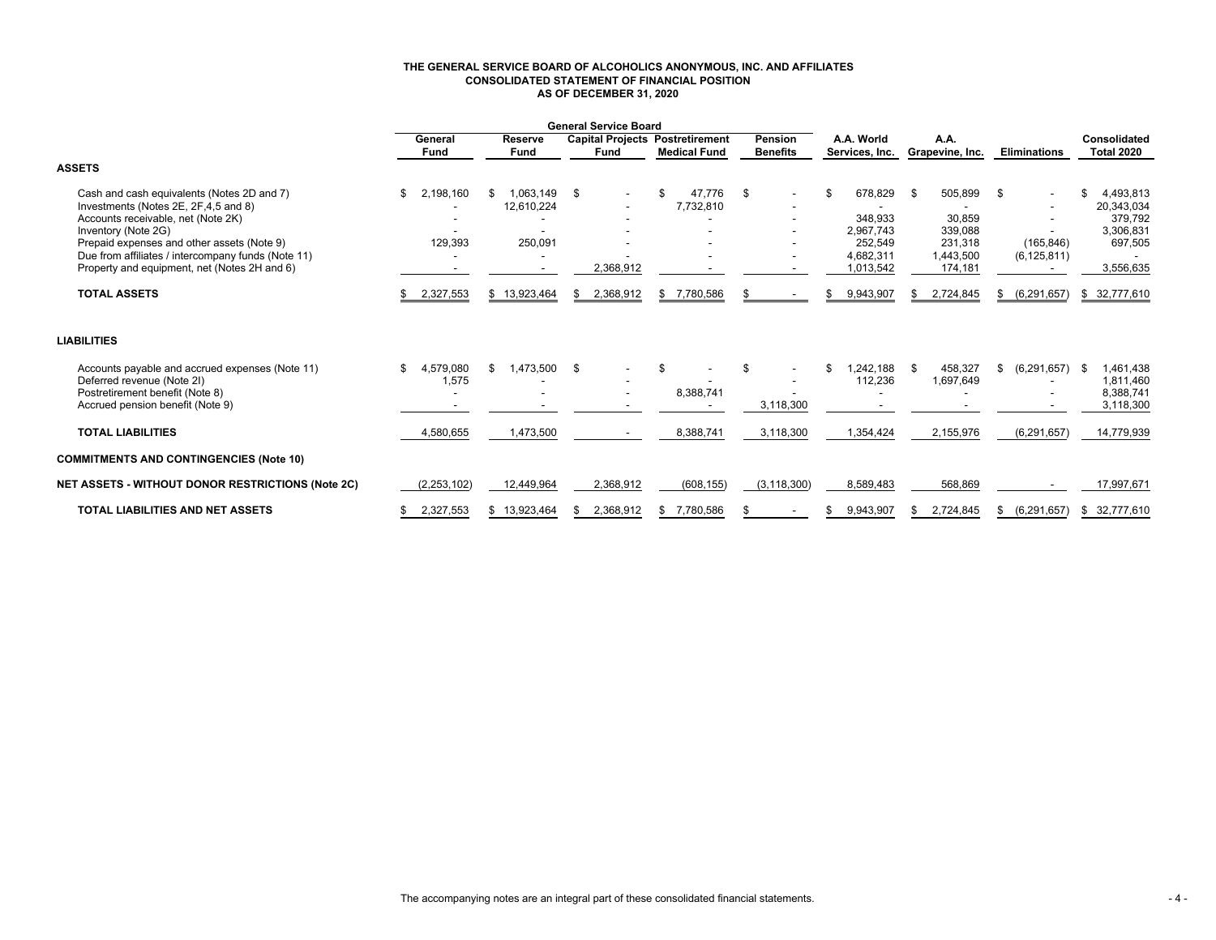**THE GENERAL SERVICE BOARD OF ALCOHOLICS ANONYMOUS, INC. AND AFFILIATES**
**CONSOLIDATED STATEMENT OF FINANCIAL POSITION**
**AS OF DECEMBER 31, 2020**

| | General Service Board | | | | | | | | |
|---|---|---|---|---|---|---|---|---|---|
| | General Fund | Reserve Fund | Capital Projects Fund | Postretirement Medical Fund | Pension Benefits | A.A. World Services, Inc. | A.A. Grapevine, Inc. | Eliminations | Consolidated Total 2020 |
| **ASSETS** | | | | | | | | | |
| Cash and cash equivalents (Notes 2D and 7) | $ 2,198,160 | $ 1,063,149 | $ - | $ 47,776 | $ - | $ 678,829 | $ 505,899 | $ - | $ 4,493,813 |
| Investments (Notes 2E, 2F,4,5 and 8) | - | 12,610,224 | - | 7,732,810 | - | - | - | - | 20,343,034 |
| Accounts receivable, net (Note 2K) | - | - | - | - | - | 348,933 | 30,859 | - | 379,792 |
| Inventory (Note 2G) | - | - | - | - | - | 2,967,743 | 339,088 | - | 3,306,831 |
| Prepaid expenses and other assets (Note 9) | 129,393 | 250,091 | - | - | - | 252,549 | 231,318 | (165,846) | 697,505 |
| Due from affiliates / intercompany funds (Note 11) | - | - | - | - | - | 4,682,311 | 1,443,500 | (6,125,811) | - |
| Property and equipment, net (Notes 2H and 6) | - | - | 2,368,912 | - | - | 1,013,542 | 174,181 | - | 3,556,635 |
| **TOTAL ASSETS** | $ 2,327,553 | $ 13,923,464 | $ 2,368,912 | $ 7,780,586 | $ - | $ 9,943,907 | $ 2,724,845 | $ (6,291,657) | $ 32,777,610 |
| **LIABILITIES** | | | | | | | | | |
| Accounts payable and accrued expenses (Note 11) | $ 4,579,080 | $ 1,473,500 | $ - | $ - | $ - | $ 1,242,188 | $ 458,327 | $ (6,291,657) | $ 1,461,438 |
| Deferred revenue (Note 2I) | 1,575 | - | - | - | - | 112,236 | 1,697,649 | - | 1,811,460 |
| Postretirement benefit (Note 8) | - | - | - | 8,388,741 | - | - | - | - | 8,388,741 |
| Accrued pension benefit (Note 9) | - | - | - | - | 3,118,300 | - | - | - | 3,118,300 |
| **TOTAL LIABILITIES** | 4,580,655 | 1,473,500 | - | 8,388,741 | 3,118,300 | 1,354,424 | 2,155,976 | (6,291,657) | 14,779,939 |
| **COMMITMENTS AND CONTINGENCIES (Note 10)** | | | | | | | | | |
| **NET ASSETS - WITHOUT DONOR RESTRICTIONS (Note 2C)** | (2,253,102) | 12,449,964 | 2,368,912 | (608,155) | (3,118,300) | 8,589,483 | 568,869 | - | 17,997,671 |
| **TOTAL LIABILITIES AND NET ASSETS** | $ 2,327,553 | $ 13,923,464 | $ 2,368,912 | $ 7,780,586 | $ - | $ 9,943,907 | $ 2,724,845 | $ (6,291,657) | $ 32,777,610 |

The accompanying notes are an integral part of these consolidated financial statements.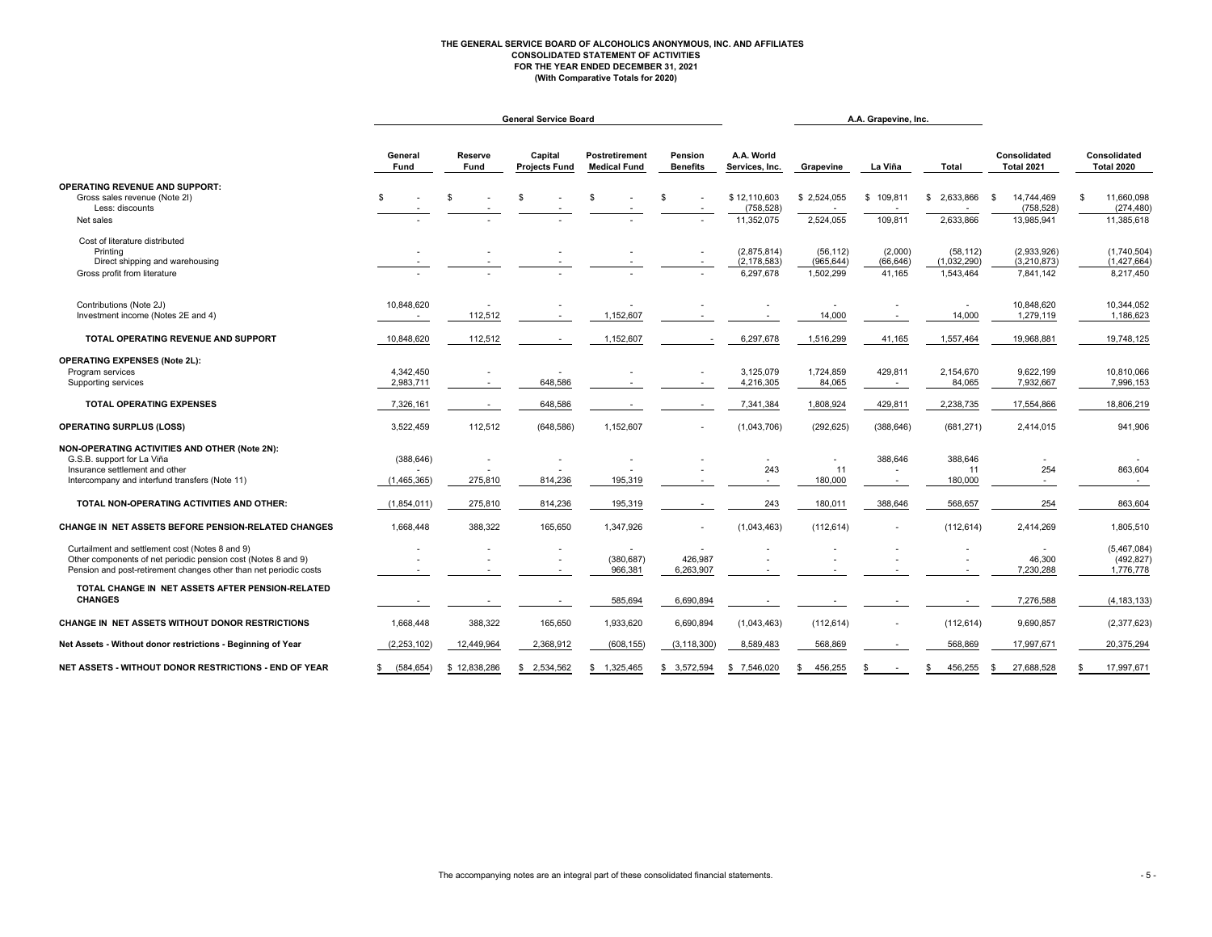**THE GENERAL SERVICE BOARD OF ALCOHOLICS ANONYMOUS, INC. AND AFFILIATES**
**CONSOLIDATED STATEMENT OF ACTIVITIES**
**FOR THE YEAR ENDED DECEMBER 31, 2021**
**(With Comparative Totals for 2020)**

| | General Service Board | | | | | | A.A. Grapevine, Inc. | | | | |
|---|---|---|---|---|---|---|---|---|---|---|---|
| | General Fund | Reserve Fund | Capital Projects Fund | Postretirement Medical Fund | Pension Benefits | A.A. World Services, Inc. | Grapevine | La Viña | Total | Consolidated Total 2021 | Consolidated Total 2020 |
| **OPERATING REVENUE AND SUPPORT:** | | | | | | | | | | | |
| Gross sales revenue (Note 2I) | $ - | $ - | $ - | $ - | $ - | $ 12,110,603 | $ 2,524,055 | $ 109,811 | $ 2,633,866 | $ 14,744,469 | $ 11,660,098 |
| Less: discounts | - | - | - | - | - | (758,528) | - | - | - | (758,528) | (274,480) |
| Net sales | - | - | - | - | - | 11,352,075 | 2,524,055 | 109,811 | 2,633,866 | 13,985,941 | 11,385,618 |
| Cost of literature distributed | | | | | | | | | | | |
| Printing | - | - | - | - | - | (2,875,814) | (56,112) | (2,000) | (58,112) | (2,933,926) | (1,740,504) |
| Direct shipping and warehousing | - | - | - | - | - | (2,178,583) | (965,644) | (66,646) | (1,032,290) | (3,210,873) | (1,427,664) |
| Gross profit from literature | - | - | - | - | - | 6,297,678 | 1,502,299 | 41,165 | 1,543,464 | 7,841,142 | 8,217,450 |
| Contributions (Note 2J) | 10,848,620 | - | - | - | - | - | - | - | - | 10,848,620 | 10,344,052 |
| Investment income (Notes 2E and 4) | - | 112,512 | - | 1,152,607 | - | - | 14,000 | - | 14,000 | 1,279,119 | 1,186,623 |
| **TOTAL OPERATING REVENUE AND SUPPORT** | 10,848,620 | 112,512 | - | 1,152,607 | - | 6,297,678 | 1,516,299 | 41,165 | 1,557,464 | 19,968,881 | 19,748,125 |
| **OPERATING EXPENSES (Note 2L):** | | | | | | | | | | | |
| Program services | 4,342,450 | - | - | - | - | 3,125,079 | 1,724,859 | 429,811 | 2,154,670 | 9,622,199 | 10,810,066 |
| Supporting services | 2,983,711 | - | 648,586 | - | - | 4,216,305 | 84,065 | - | 84,065 | 7,932,667 | 7,996,153 |
| **TOTAL OPERATING EXPENSES** | 7,326,161 | - | 648,586 | - | - | 7,341,384 | 1,808,924 | 429,811 | 2,238,735 | 17,554,866 | 18,806,219 |
| **OPERATING SURPLUS (LOSS)** | 3,522,459 | 112,512 | (648,586) | 1,152,607 | - | (1,043,706) | (292,625) | (388,646) | (681,271) | 2,414,015 | 941,906 |
| **NON-OPERATING ACTIVITIES AND OTHER (Note 2N):** | | | | | | | | | | | |
| G.S.B. support for La Viña | (388,646) | - | - | - | - | - | - | 388,646 | 388,646 | - | - |
| Insurance settlement and other | - | - | - | - | - | 243 | 11 | - | 11 | 254 | 863,604 |
| Intercompany and interfund transfers (Note 11) | (1,465,365) | 275,810 | 814,236 | 195,319 | - | - | 180,000 | - | 180,000 | - | - |
| **TOTAL NON-OPERATING ACTIVITIES AND OTHER:** | (1,854,011) | 275,810 | 814,236 | 195,319 | - | 243 | 180,011 | 388,646 | 568,657 | 254 | 863,604 |
| **CHANGE IN NET ASSETS BEFORE PENSION-RELATED CHANGES** | 1,668,448 | 388,322 | 165,650 | 1,347,926 | - | (1,043,463) | (112,614) | - | (112,614) | 2,414,269 | 1,805,510 |
| Curtailment and settlement cost (Notes 8 and 9) | - | - | - | - | - | - | - | - | - | - | (5,467,084) |
| Other components of net periodic pension cost (Notes 8 and 9) | - | - | - | (380,687) | 426,987 | - | - | - | - | 46,300 | (492,827) |
| Pension and post-retirement changes other than net periodic costs | - | - | - | 966,381 | 6,263,907 | - | - | - | - | 7,230,288 | 1,776,778 |
| **TOTAL CHANGE IN NET ASSETS AFTER PENSION-RELATED CHANGES** | - | - | - | 585,694 | 6,690,894 | - | - | - | - | 7,276,588 | (4,183,133) |
| **CHANGE IN NET ASSETS WITHOUT DONOR RESTRICTIONS** | 1,668,448 | 388,322 | 165,650 | 1,933,620 | 6,690,894 | (1,043,463) | (112,614) | - | (112,614) | 9,690,857 | (2,377,623) |
| **Net Assets - Without donor restrictions - Beginning of Year** | (2,253,102) | 12,449,964 | 2,368,912 | (608,155) | (3,118,300) | 8,589,483 | 568,869 | - | 568,869 | 17,997,671 | 20,375,294 |
| **NET ASSETS - WITHOUT DONOR RESTRICTIONS - END OF YEAR** | $ (584,654) | $ 12,838,286 | $ 2,534,562 | $ 1,325,465 | $ 3,572,594 | $ 7,546,020 | $ 456,255 | $ - | $ 456,255 | $ 27,688,528 | $ 17,997,671 |

The accompanying notes are an integral part of these consolidated financial statements.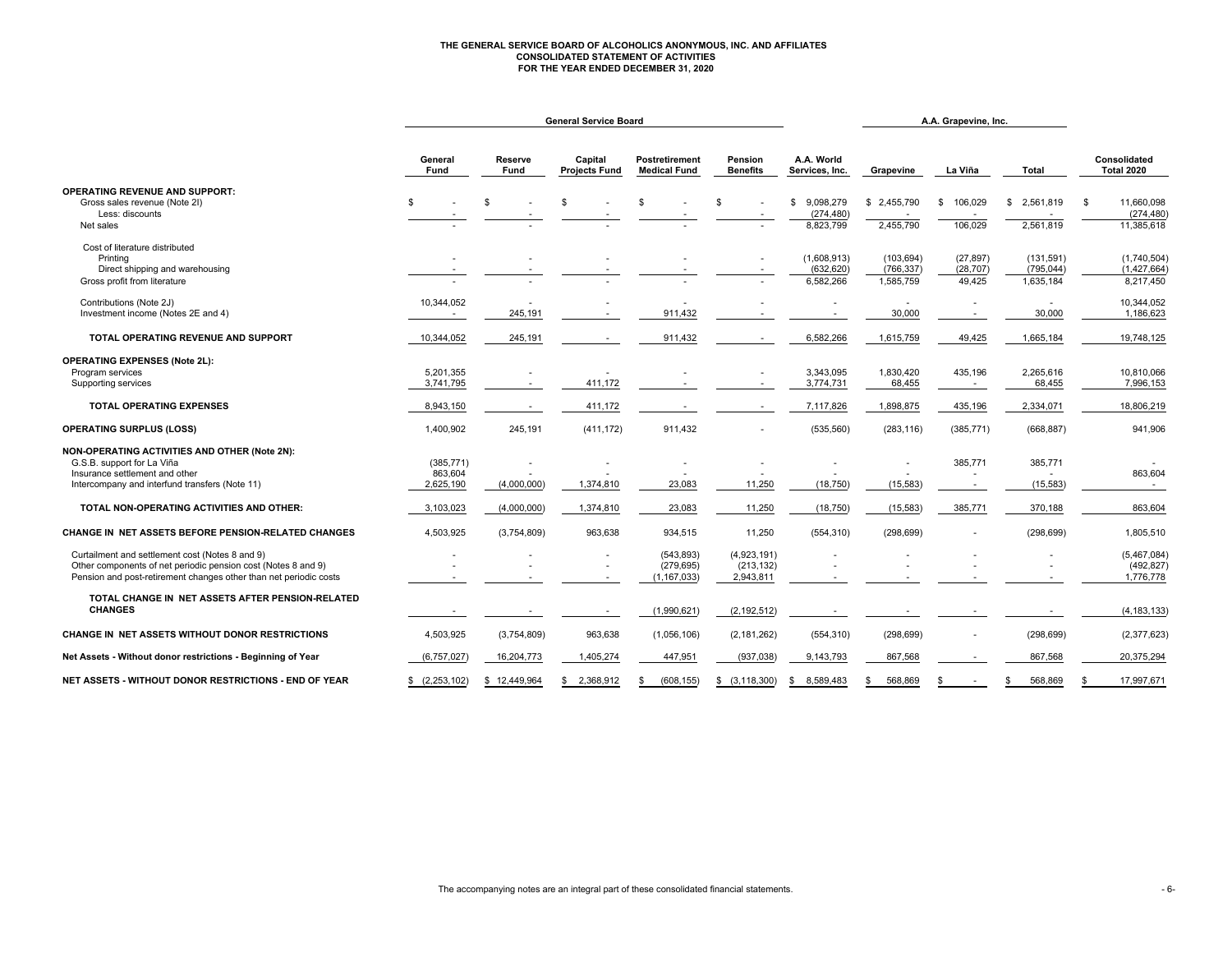# THE GENERAL SERVICE BOARD OF ALCOHOLICS ANONYMOUS, INC. AND AFFILIATES
## CONSOLIDATED STATEMENT OF ACTIVITIES
### FOR THE YEAR ENDED DECEMBER 31, 2020

| | General Service Board | | | | | | A.A. Grapevine, Inc. | | | |
|---|---|---|---|---|---|---|---|---|---|---|
| | General Fund | Reserve Fund | Capital Projects Fund | Postretirement Medical Fund | Pension Benefits | A.A. World Services, Inc. | Grapevine | La Viña | Total | Consolidated Total 2020 |
| **OPERATING REVENUE AND SUPPORT:** | | | | | | | | | | |
| Gross sales revenue (Note 2I) | $ - | $ - | $ - | $ - | $ - | $ 9,098,279 | $ 2,455,790 | $ 106,029 | $ 2,561,819 | $ 11,660,098 |
| Less: discounts | - | - | - | - | - | (274,480) | - | - | - | (274,480) |
| Net sales | - | - | - | - | - | 8,823,799 | 2,455,790 | 106,029 | 2,561,819 | 11,385,618 |
| Cost of literature distributed | | | | | | | | | | |
| Printing | - | - | - | - | - | (1,608,913) | (103,694) | (27,897) | (131,591) | (1,740,504) |
| Direct shipping and warehousing | - | - | - | - | - | (632,620) | (766,337) | (28,707) | (795,044) | (1,427,664) |
| Gross profit from literature | - | - | - | - | - | 6,582,266 | 1,585,759 | 49,425 | 1,635,184 | 8,217,450 |
| Contributions (Note 2J) | 10,344,052 | - | - | - | - | - | - | - | - | 10,344,052 |
| Investment income (Notes 2E and 4) | - | 245,191 | - | 911,432 | - | - | 30,000 | - | 30,000 | 1,186,623 |
| **TOTAL OPERATING REVENUE AND SUPPORT** | 10,344,052 | 245,191 | - | 911,432 | - | 6,582,266 | 1,615,759 | 49,425 | 1,665,184 | 19,748,125 |
| **OPERATING EXPENSES (Note 2L):** | | | | | | | | | | |
| Program services | 5,201,355 | - | - | - | - | 3,343,095 | 1,830,420 | 435,196 | 2,265,616 | 10,810,066 |
| Supporting services | 3,741,795 | - | 411,172 | - | - | 3,774,731 | 68,455 | - | 68,455 | 7,996,153 |
| **TOTAL OPERATING EXPENSES** | 8,943,150 | - | 411,172 | - | - | 7,117,826 | 1,898,875 | 435,196 | 2,334,071 | 18,806,219 |
| **OPERATING SURPLUS (LOSS)** | 1,400,902 | 245,191 | (411,172) | 911,432 | - | (535,560) | (283,116) | (385,771) | (668,887) | 941,906 |
| **NON-OPERATING ACTIVITIES AND OTHER (Note 2N):** | | | | | | | | | | |
| G.S.B. support for La Viña | (385,771) | - | - | - | - | - | - | 385,771 | 385,771 | - |
| Insurance settlement and other | 863,604 | - | - | - | - | - | - | - | - | 863,604 |
| Intercompany and interfund transfers (Note 11) | 2,625,190 | (4,000,000) | 1,374,810 | 23,083 | 11,250 | (18,750) | (15,583) | - | (15,583) | - |
| **TOTAL NON-OPERATING ACTIVITIES AND OTHER:** | 3,103,023 | (4,000,000) | 1,374,810 | 23,083 | 11,250 | (18,750) | (15,583) | 385,771 | 370,188 | 863,604 |
| **CHANGE IN NET ASSETS BEFORE PENSION-RELATED CHANGES** | 4,503,925 | (3,754,809) | 963,638 | 934,515 | 11,250 | (554,310) | (298,699) | - | (298,699) | 1,805,510 |
| Curtailment and settlement cost (Notes 8 and 9) | - | - | - | (543,893) | (4,923,191) | - | - | - | - | (5,467,084) |
| Other components of net periodic pension cost (Notes 8 and 9) | - | - | - | (279,695) | (213,132) | - | - | - | - | (492,827) |
| Pension and post-retirement changes other than net periodic costs | - | - | - | (1,167,033) | 2,943,811 | - | - | - | - | 1,776,778 |
| **TOTAL CHANGE IN NET ASSETS AFTER PENSION-RELATED CHANGES** | - | - | - | (1,990,621) | (2,192,512) | - | - | - | - | (4,183,133) |
| **CHANGE IN NET ASSETS WITHOUT DONOR RESTRICTIONS** | 4,503,925 | (3,754,809) | 963,638 | (1,056,106) | (2,181,262) | (554,310) | (298,699) | - | (298,699) | (2,377,623) |
| **Net Assets - Without donor restrictions - Beginning of Year** | (6,757,027) | 16,204,773 | 1,405,274 | 447,951 | (937,038) | 9,143,793 | 867,568 | - | 867,568 | 20,375,294 |
| **NET ASSETS - WITHOUT DONOR RESTRICTIONS - END OF YEAR** | $ (2,253,102) | $ 12,449,964 | $ 2,368,912 | $ (608,155) | $ (3,118,300) | $ 8,589,483 | $ 568,869 | $ - | $ 568,869 | $ 17,997,671 |

The accompanying notes are an integral part of these consolidated financial statements.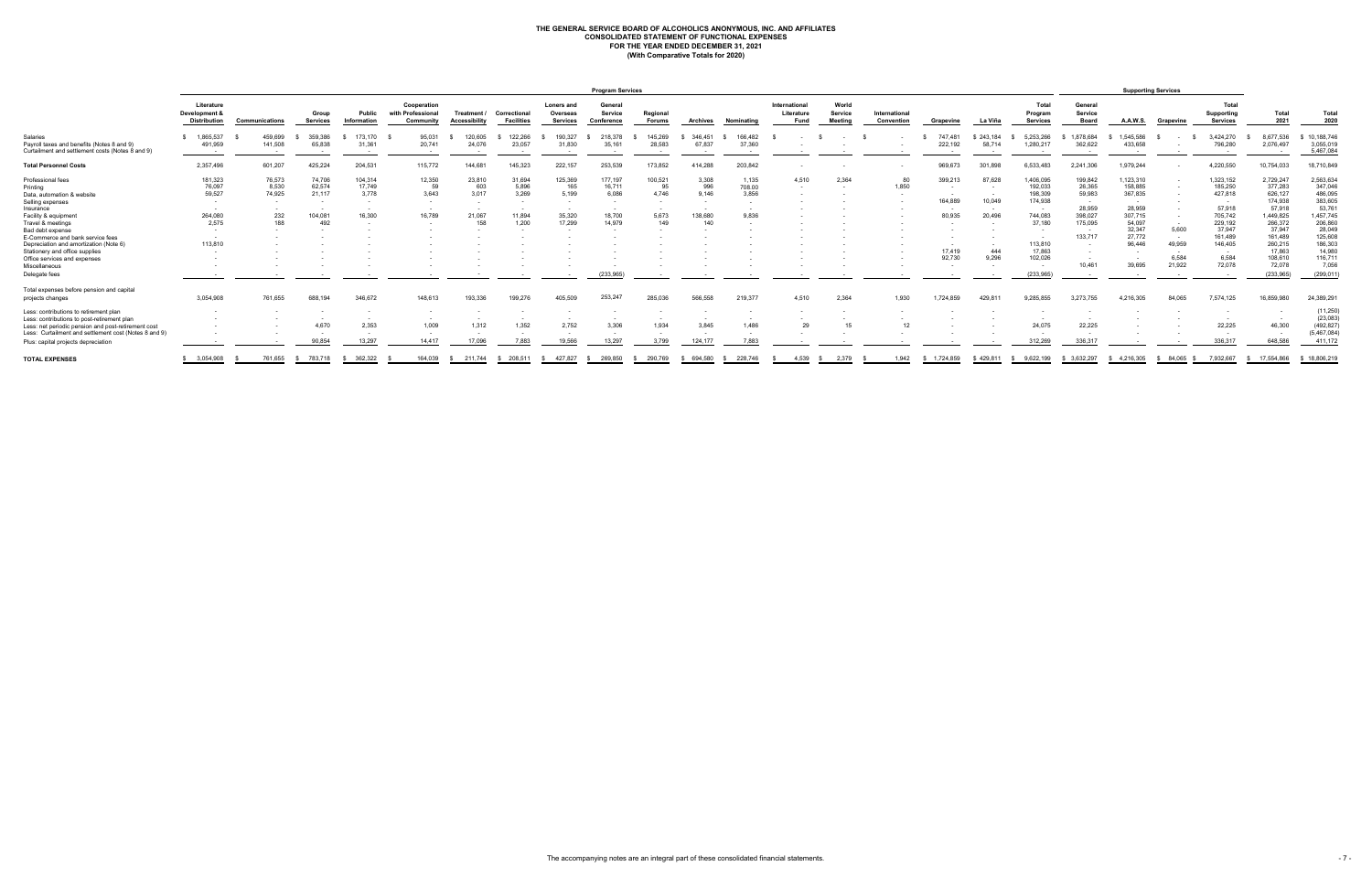# THE GENERAL SERVICE BOARD OF ALCOHOLICS ANONYMOUS, INC. AND AFFILIATES
## CONSOLIDATED STATEMENT OF FUNCTIONAL EXPENSES
### FOR THE YEAR ENDED DECEMBER 31, 2021
### (With Comparative Totals for 2020)

| | Program Services | | | | | | | | | | | | | | | | | | Supporting Services | | | | | |
|---|---|---|---|---|---|---|---|---|---|---|---|---|---|---|---|---|---|---|---|---|---|---|---|---|
| | Literature Development & Distribution | Communications | Group Services | Public Information | Cooperation with Professional Community | Treatment / Accessibility | Correctional Facilities | Loners and Overseas Services | General Service Conference | Regional Forums | Archives | Nominating | International Literature Fund | World Service Meeting | International Convention | Grapevine | La Viña | Total Program Services | General Service Board | A.A.W.S. | Grapevine | Total Supporting Services | Total 2021 | Total 2020 |
| Salaries | $ 1,865,537 | $ 459,699 | $ 359,386 | $ 173,170 | $ 95,031 | $ 120,605 | $ 122,266 | $ 190,327 | $ 218,378 | $ 145,269 | $ 346,451 | $ 166,482 | $ - | $ - | $ - | $ 747,481 | $ 243,184 | $ 5,253,266 | $ 1,878,684 | $ 1,545,586 | $ - | $ 3,424,270 | $ 8,677,536 | $ 10,188,746 |
| Payroll taxes and benefits (Notes 8 and 9) | 491,959 | 141,508 | 65,838 | 31,361 | 20,741 | 24,076 | 23,057 | 31,830 | 35,161 | 28,583 | 67,837 | 37,360 | - | - | - | 222,192 | 58,714 | 1,280,217 | 362,622 | 433,658 | - | 796,280 | 2,076,497 | 3,055,019 |
| Curtailment and settlement costs (Notes 8 and 9) | - | - | - | - | - | - | - | - | - | - | - | - | - | - | - | - | - | - | - | - | - | - | - | 5,467,084 |
| **Total Personnel Costs** | 2,357,496 | 601,207 | 425,224 | 204,531 | 115,772 | 144,681 | 145,323 | 222,157 | 253,539 | 173,852 | 414,288 | 203,842 | - | - | - | 969,673 | 301,898 | 6,533,483 | 2,241,306 | 1,979,244 | - | 4,220,550 | 10,754,033 | 18,710,849 |
| Professional fees | 181,323 | 76,573 | 74,706 | 104,314 | 12,350 | 23,810 | 31,694 | 125,369 | 177,197 | 100,521 | 3,308 | 1,135 | 4,510 | 2,364 | 80 | 399,213 | 87,628 | 1,406,095 | 199,842 | 1,123,310 | - | 1,323,152 | 2,729,247 | 2,563,634 |
| Printing | 76,097 | 8,530 | 62,574 | 17,749 | 59 | 603 | 5,896 | 165 | 16,711 | 95 | 996 | 708.00 | - | - | 1,850 | - | - | 192,033 | 26,365 | 158,885 | - | 185,250 | 377,283 | 347,046 |
| Data, automation & website | 59,527 | 74,925 | 21,117 | 3,778 | 3,643 | 3,017 | 3,269 | 5,199 | 6,086 | 4,746 | 9,146 | 3,856 | - | - | - | - | - | 198,309 | 59,983 | 367,835 | - | 427,818 | 626,127 | 486,095 |
| Selling expenses | - | - | - | - | - | - | - | - | - | - | - | - | - | - | - | 164,889 | 10,049 | 174,938 | - | - | - | - | 174,938 | 383,605 |
| Insurance | - | - | - | - | - | - | - | - | - | - | - | - | - | - | - | - | - | - | 28,959 | 28,959 | - | 57,918 | 57,918 | 53,761 |
| Facility & equipment | 264,080 | 232 | 104,081 | 16,300 | 16,789 | 21,067 | 11,894 | 35,320 | 18,700 | 5,673 | 138,680 | 9,836 | - | - | - | 80,935 | 20,496 | 744,083 | 398,027 | 307,715 | - | 705,742 | 1,449,825 | 1,457,745 |
| Travel & meetings | 2,575 | 188 | 492 | - | - | 158 | 1,200 | 17,299 | 14,979 | 149 | 140 | - | - | - | - | - | - | 37,180 | 175,095 | 54,097 | - | 229,192 | 266,372 | 206,860 |
| Bad debt expense | - | - | - | - | - | - | - | - | - | - | - | - | - | - | - | - | - | - | - | 32,347 | 5,600 | 37,947 | 37,947 | 28,049 |
| E-Commerce and bank service fees | - | - | - | - | - | - | - | - | - | - | - | - | - | - | - | - | - | - | 133,717 | 27,772 | - | 161,489 | 161,489 | 125,608 |
| Depreciation and amortization (Note 6) | 113,810 | - | - | - | - | - | - | - | - | - | - | - | - | - | - | - | - | 113,810 | - | 96,446 | 49,959 | 146,405 | 260,215 | 186,303 |
| Stationery and office supplies | - | - | - | - | - | - | - | - | - | - | - | - | - | - | - | 17,419 | 444 | 17,863 | - | - | - | - | 17,863 | 14,980 |
| Office services and expenses | - | - | - | - | - | - | - | - | - | - | - | - | - | - | - | 92,730 | 9,296 | 102,026 | - | - | 6,584 | 6,584 | 108,610 | 116,711 |
| Miscellaneous | - | - | - | - | - | - | - | - | - | - | - | - | - | - | - | - | - | - | 10,461 | 39,695 | 21,922 | 72,078 | 72,078 | 7,056 |
| Delegate fees | - | - | - | - | - | - | - | - | (233,965) | - | - | - | - | - | - | - | - | (233,965) | - | - | - | - | (233,965) | (299,011) |
| Total expenses before pension and capital projects changes | 3,054,908 | 761,655 | 688,194 | 346,672 | 148,613 | 193,336 | 199,276 | 405,509 | 253,247 | 285,036 | 566,558 | 219,377 | 4,510 | 2,364 | 1,930 | 1,724,859 | 429,811 | 9,285,855 | 3,273,755 | 4,216,305 | 84,065 | 7,574,125 | 16,859,980 | 24,389,291 |
| Less: contributions to retirement plan | - | - | - | - | - | - | - | - | - | - | - | - | - | - | - | - | - | - | - | - | - | - | - | (11,250) |
| Less: contributions to post-retirement plan | - | - | - | - | - | - | - | - | - | - | - | - | - | - | - | - | - | - | - | - | - | - | - | (23,083) |
| Less: net periodic pension and post-retirement cost | - | - | 4,670 | 2,353 | 1,009 | 1,312 | 1,352 | 2,752 | 3,306 | 1,934 | 3,845 | 1,486 | 29 | 15 | 12 | - | - | 24,075 | 22,225 | - | - | 22,225 | 46,300 | (492,827) |
| Less: Curtailment and settlement cost (Notes 8 and 9) | - | - | - | - | - | - | - | - | - | - | - | - | - | - | - | - | - | - | - | - | - | - | - | (5,467,084) |
| Plus: capital projects depreciation | - | - | 90,854 | 13,297 | 14,417 | 17,096 | 7,883 | 19,566 | 13,297 | 3,799 | 124,177 | 7,883 | - | - | - | - | - | 312,269 | 336,317 | - | - | 336,317 | 648,586 | 411,172 |
| **TOTAL EXPENSES** | $ 3,054,908 | $ 761,655 | $ 783,718 | $ 362,322 | $ 164,039 | $ 211,744 | $ 208,511 | $ 427,827 | $ 269,850 | $ 290,769 | $ 694,580 | $ 228,746 | $ 4,539 | $ 2,379 | $ 1,942 | $ 1,724,859 | $ 429,811 | $ 9,622,199 | $ 3,632,297 | $ 4,216,305 | $ 84,065 | $ 7,932,667 | $ 17,554,866 | $ 18,806,219 |

The accompanying notes are an integral part of these consolidated financial statements.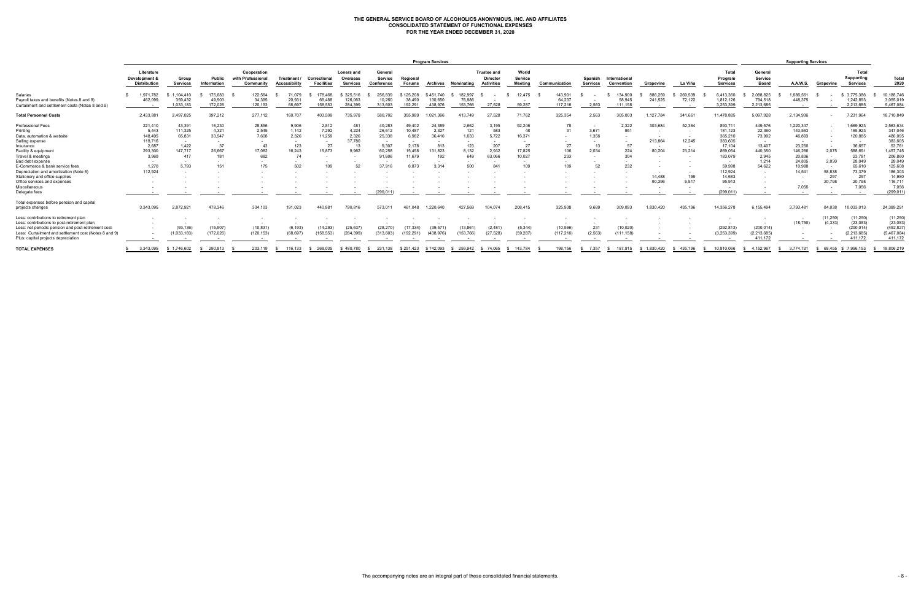# THE GENERAL SERVICE BOARD OF ALCOHOLICS ANONYMOUS, INC. AND AFFILIATES
## CONSOLIDATED STATEMENT OF FUNCTIONAL EXPENSES
## FOR THE YEAR ENDED DECEMBER 31, 2020

| | Program Services | | | | | | | | | | | | | | | | | | | Supporting Services | | | | |
|---|---|---|---|---|---|---|---|---|---|---|---|---|---|---|---|---|---|---|---|---|---|---|---|---|
| | Literature Development & Distribution | Group Services | Public Information | Cooperation with Professional Community | Treatment / Accessibility | Correctional Facilities | Loners and Overseas Services | General Service Conference | Regional Forums | Archives | Nominating | Trustee and Director Activities | World Service Meeting | Communication | Spanish Services | International Convention | Grapevine | La Viña | Total Program Services | General Service Board | A.A.W.S. | Grapevine | Total Supporting Services | Total 2020 |
| Salaries | $ 1,971,782 | $ 1,104,410 | $ 175,683 | $ 122,564 | $ 71,079 | $ 178,468 | $ 325,516 | $ 256,839 | $ 125,208 | $ 451,740 | $ 182,997 | $ - | $ 12,475 | $ 143,901 | $ - | $ 134,900 | $ 886,259 | $ 269,539 | $ 6,413,360 | $ 2,088,825 | $ 1,686,561 | $ - | $ 3,775,386 | $ 10,188,746 |
| Payroll taxes and benefits (Notes 8 and 9) | 462,099 | 359,432 | 49,503 | 34,395 | 20,931 | 66,488 | 126,063 | 10,260 | 38,490 | 130,650 | 76,986 | - | - | 64,237 | - | 58,945 | 241,525 | 72,122 | 1,812,126 | 794,518 | 448,375 | - | 1,242,893 | 3,055,019 |
| Curtailment and settlement costs (Notes 8 and 9) | - | 1,033,183 | 172,026 | 120,153 | 68,697 | 158,553 | 284,399 | 313,603 | 192,291 | 438,976 | 153,766 | 27,528 | 59,287 | 117,216 | 2,563 | 111,158 | - | - | 3,253,399 | 2,213,685 | - | - | 2,213,685 | 5,467,084 |
| **Total Personnel Costs** | 2,433,881 | 2,497,025 | 397,212 | 277,112 | 160,707 | 403,509 | 735,978 | 580,702 | 355,989 | 1,021,366 | 413,749 | 27,528 | 71,762 | 325,354 | 2,563 | 305,003 | 1,127,784 | 341,661 | 11,478,885 | 5,097,028 | 2,134,936 | - | 7,231,964 | 18,710,849 |
| Professional Fees | 221,410 | 43,391 | 16,230 | 28,856 | 9,906 | 2,812 | 481 | 40,283 | 49,402 | 24,389 | 2,662 | 3,195 | 92,246 | 78 | - | 2,322 | 303,684 | 52,364 | 893,711 | 449,576 | 1,220,347 | - | 1,669,923 | 2,563,634 |
| Printing | 5,443 | 111,325 | 4,321 | 2,545 | 1,142 | 7,292 | 4,224 | 26,612 | 10,487 | 2,327 | 121 | 583 | 48 | 31 | 3,671 | 951 | - | - | 181,123 | 22,360 | 143,563 | - | 165,923 | 347,046 |
| Data, automation & website | 148,495 | 65,831 | 33,547 | 7,608 | 2,326 | 11,259 | 2,326 | 25,338 | 6,982 | 36,416 | 1,633 | 5,722 | 16,371 | - | 1,356 | - | - | - | 365,210 | 73,992 | 46,893 | - | 120,885 | 486,095 |
| Selling expense | 119,716 | - | - | - | - | - | 37,780 | - | - | - | - | - | - | - | - | - | 213,864 | 12,245 | 383,605 | - | - | - | - | 383,605 |
| Insurance | 2,687 | 1,422 | 37 | 43 | 123 | 27 | 13 | 9,307 | 2,178 | 813 | 123 | 207 | 27 | 27 | 13 | 57 | - | - | 17,104 | 13,407 | 23,250 | - | 36,657 | 53,761 |
| Facility & equipment | 293,300 | 147,717 | 26,667 | 17,082 | 16,243 | 15,873 | 9,962 | 60,258 | 15,458 | 131,823 | 8,132 | 2,932 | 17,825 | 106 | 2,034 | 224 | 80,204 | 23,214 | 869,054 | 440,350 | 146,266 | 2,075 | 588,691 | 1,457,745 |
| Travel & meetings | 3,969 | 417 | 181 | 682 | 74 | - | - | 91,606 | 11,679 | 192 | 649 | 63,066 | 10,027 | 233 | - | 304 | - | - | 183,079 | 2,945 | 20,836 | - | 23,781 | 206,860 |
| Bad debt expense | - | - | - | - | - | - | - | - | - | - | - | - | - | - | - | - | - | - | - | 1,214 | 24,805 | 2,030 | 28,049 | 28,049 |
| E-Commerce & bank service fees | 1,270 | 5,793 | 151 | 175 | 502 | 109 | 52 | 37,916 | 8,873 | 3,314 | 500 | 841 | 109 | 109 | 52 | 232 | - | - | 59,998 | 54,622 | 10,988 | - | 65,610 | 125,608 |
| Depreciation and amortization (Note 6) | 112,924 | - | - | - | - | - | - | - | - | - | - | - | - | - | - | - | - | - | 112,924 | - | 14,541 | 58,838 | 73,379 | 186,303 |
| Stationery and office supplies | - | - | - | - | - | - | - | - | - | - | - | - | - | - | - | - | 14,488 | 195 | 14,683 | - | - | 297 | 297 | 14,980 |
| Office services and expenses | - | - | - | - | - | - | - | - | - | - | - | - | - | - | - | - | 90,396 | 5,517 | 95,913 | - | - | 20,798 | 20,798 | 116,711 |
| Miscellaneous | - | - | - | - | - | - | - | - | - | - | - | - | - | - | - | - | - | - | - | - | 7,056 | - | 7,056 | 7,056 |
| Delegate fees | - | - | - | - | - | - | - | (299,011) | - | - | - | - | - | - | - | - | - | - | (299,011) | - | - | - | - | (299,011) |
| Total expenses before pension and capital projects changes | 3,343,095 | 2,872,921 | 478,346 | 334,103 | 191,023 | 440,881 | 790,816 | 573,011 | 461,048 | 1,220,640 | 427,569 | 104,074 | 208,415 | 325,938 | 9,689 | 309,093 | 1,830,420 | 435,196 | 14,356,278 | 6,155,494 | 3,793,481 | 84,038 | 10,033,013 | 24,389,291 |
| Less: contributions to retirement plan | - | - | - | - | - | - | - | - | - | - | - | - | - | - | - | - | - | - | - | - | - | (11,250) | (11,250) | (11,250) |
| Less: contributions to post-retirement plan | - | - | - | - | - | - | - | - | - | - | - | - | - | - | - | - | - | - | - | - | (18,750) | (4,333) | (23,083) | (23,083) |
| Less: net periodic pension and post-retirement cost | - | (93,136) | (15,507) | (10,831) | (6,193) | (14,293) | (25,637) | (28,270) | (17,334) | (39,571) | (13,861) | (2,481) | (5,344) | (10,566) | 231 | (10,020) | - | - | (292,813) | (200,014) | - | - | (200,014) | (492,827) |
| Less: Curtailment and settlement cost (Notes 8 and 9) | - | (1,033,183) | (172,026) | (120,153) | (68,697) | (158,553) | (284,399) | (313,603) | (192,291) | (438,976) | (153,766) | (27,528) | (59,287) | (117,216) | (2,563) | (111,158) | - | - | (3,253,399) | (2,213,685) | - | - | (2,213,685) | (5,467,084) |
| Plus: capital projects depreciation | - | - | - | - | - | - | - | - | - | - | - | - | - | - | - | - | - | - | - | 411,172 | - | - | 411,172 | 411,172 |
| **TOTAL EXPENSES** | $ 3,343,095 | $ 1,746,602 | $ 290,813 | $ 203,119 | $ 116,133 | $ 268,035 | $ 480,780 | $ 231,138 | $ 251,423 | $ 742,093 | $ 259,942 | $ 74,065 | $ 143,784 | $ 198,156 | $ 7,357 | $ 187,915 | $ 1,830,420 | $ 435,196 | $ 10,810,066 | $ 4,152,967 | $ 3,774,731 | $ 68,455 | $ 7,996,153 | $ 18,806,219 |

The accompanying notes are an integral part of these consolidated financial statements.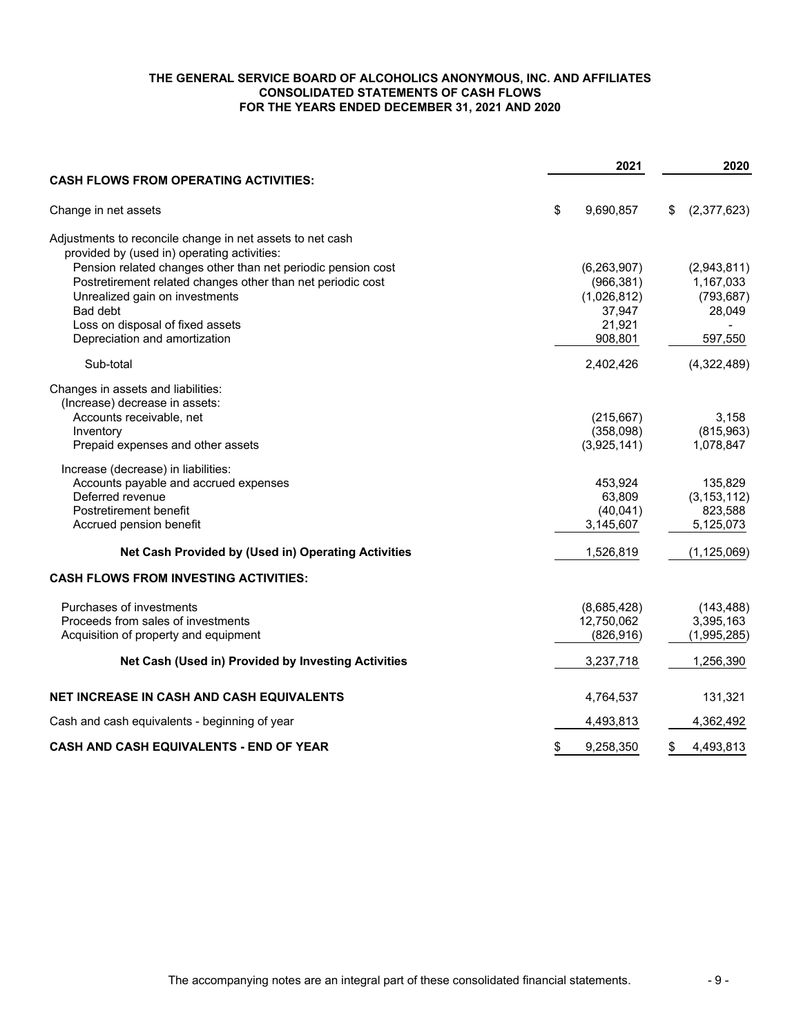**THE GENERAL SERVICE BOARD OF ALCOHOLICS ANONYMOUS, INC. AND AFFILIATES**
**CONSOLIDATED STATEMENTS OF CASH FLOWS**
**FOR THE YEARS ENDED DECEMBER 31, 2021 AND 2020**

| | 2021 | 2020 |
|---|---|---|
| **CASH FLOWS FROM OPERATING ACTIVITIES:** | | |
| Change in net assets | $ 9,690,857 | $ (2,377,623) |
| Adjustments to reconcile change in net assets to net cash provided by (used in) operating activities: | | |
| Pension related changes other than net periodic pension cost | (6,263,907) | (2,943,811) |
| Postretirement related changes other than net periodic cost | (966,381) | 1,167,033 |
| Unrealized gain on investments | (1,026,812) | (793,687) |
| Bad debt | 37,947 | 28,049 |
| Loss on disposal of fixed assets | 21,921 | - |
| Depreciation and amortization | 908,801 | 597,550 |
| Sub-total | 2,402,426 | (4,322,489) |
| Changes in assets and liabilities: | | |
| (Increase) decrease in assets: | | |
| Accounts receivable, net | (215,667) | 3,158 |
| Inventory | (358,098) | (815,963) |
| Prepaid expenses and other assets | (3,925,141) | 1,078,847 |
| Increase (decrease) in liabilities: | | |
| Accounts payable and accrued expenses | 453,924 | 135,829 |
| Deferred revenue | 63,809 | (3,153,112) |
| Postretirement benefit | (40,041) | 823,588 |
| Accrued pension benefit | 3,145,607 | 5,125,073 |
| **Net Cash Provided by (Used in) Operating Activities** | 1,526,819 | (1,125,069) |
| **CASH FLOWS FROM INVESTING ACTIVITIES:** | | |
| Purchases of investments | (8,685,428) | (143,488) |
| Proceeds from sales of investments | 12,750,062 | 3,395,163 |
| Acquisition of property and equipment | (826,916) | (1,995,285) |
| **Net Cash (Used in) Provided by Investing Activities** | 3,237,718 | 1,256,390 |
| **NET INCREASE IN CASH AND CASH EQUIVALENTS** | 4,764,537 | 131,321 |
| Cash and cash equivalents - beginning of year | 4,493,813 | 4,362,492 |
| **CASH AND CASH EQUIVALENTS - END OF YEAR** | $ 9,258,350 | $ 4,493,813 |

The accompanying notes are an integral part of these consolidated financial statements.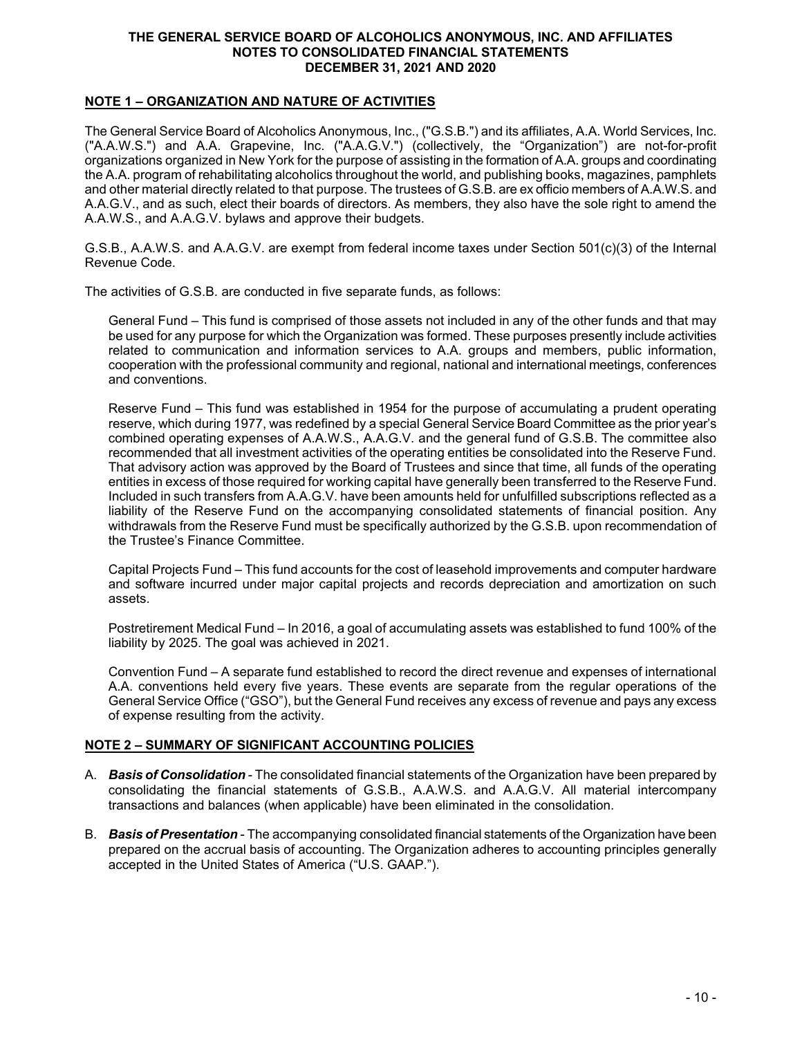# THE GENERAL SERVICE BOARD OF ALCOHOLICS ANONYMOUS, INC. AND AFFILIATES
## NOTES TO CONSOLIDATED FINANCIAL STATEMENTS
## DECEMBER 31, 2021 AND 2020

## NOTE 1 – ORGANIZATION AND NATURE OF ACTIVITIES

The General Service Board of Alcoholics Anonymous, Inc., ("G.S.B.") and its affiliates, A.A. World Services, Inc. ("A.A.W.S.") and A.A. Grapevine, Inc. ("A.A.G.V.") (collectively, the "Organization") are not-for-profit organizations organized in New York for the purpose of assisting in the formation of A.A. groups and coordinating the A.A. program of rehabilitating alcoholics throughout the world, and publishing books, magazines, pamphlets and other material directly related to that purpose. The trustees of G.S.B. are ex officio members of A.A.W.S. and A.A.G.V., and as such, elect their boards of directors. As members, they also have the sole right to amend the A.A.W.S., and A.A.G.V. bylaws and approve their budgets.

G.S.B., A.A.W.S. and A.A.G.V. are exempt from federal income taxes under Section 501(c)(3) of the Internal Revenue Code.

The activities of G.S.B. are conducted in five separate funds, as follows:

General Fund – This fund is comprised of those assets not included in any of the other funds and that may be used for any purpose for which the Organization was formed. These purposes presently include activities related to communication and information services to A.A. groups and members, public information, cooperation with the professional community and regional, national and international meetings, conferences and conventions.

Reserve Fund – This fund was established in 1954 for the purpose of accumulating a prudent operating reserve, which during 1977, was redefined by a special General Service Board Committee as the prior year's combined operating expenses of A.A.W.S., A.A.G.V. and the general fund of G.S.B. The committee also recommended that all investment activities of the operating entities be consolidated into the Reserve Fund. That advisory action was approved by the Board of Trustees and since that time, all funds of the operating entities in excess of those required for working capital have generally been transferred to the Reserve Fund. Included in such transfers from A.A.G.V. have been amounts held for unfulfilled subscriptions reflected as a liability of the Reserve Fund on the accompanying consolidated statements of financial position. Any withdrawals from the Reserve Fund must be specifically authorized by the G.S.B. upon recommendation of the Trustee's Finance Committee.

Capital Projects Fund – This fund accounts for the cost of leasehold improvements and computer hardware and software incurred under major capital projects and records depreciation and amortization on such assets.

Postretirement Medical Fund – In 2016, a goal of accumulating assets was established to fund 100% of the liability by 2025. The goal was achieved in 2021.

Convention Fund – A separate fund established to record the direct revenue and expenses of international A.A. conventions held every five years. These events are separate from the regular operations of the General Service Office ("GSO"), but the General Fund receives any excess of revenue and pays any excess of expense resulting from the activity.

## NOTE 2 – SUMMARY OF SIGNIFICANT ACCOUNTING POLICIES

A. ***Basis of Consolidation*** - The consolidated financial statements of the Organization have been prepared by consolidating the financial statements of G.S.B., A.A.W.S. and A.A.G.V. All material intercompany transactions and balances (when applicable) have been eliminated in the consolidation.

B. ***Basis of Presentation*** - The accompanying consolidated financial statements of the Organization have been prepared on the accrual basis of accounting. The Organization adheres to accounting principles generally accepted in the United States of America ("U.S. GAAP.").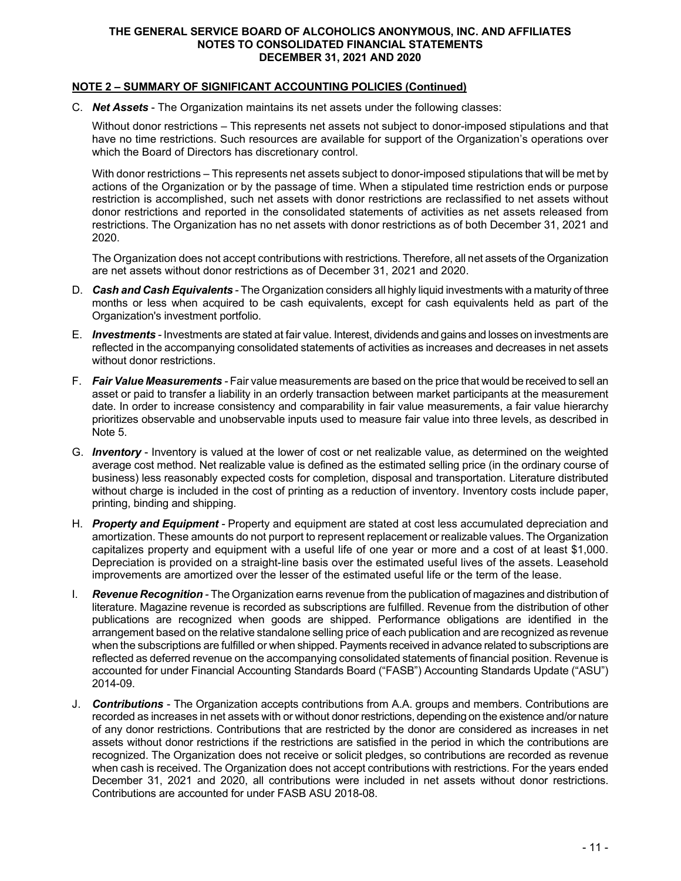## NOTE 2 – SUMMARY OF SIGNIFICANT ACCOUNTING POLICIES (Continued)

C. ***Net Assets*** - The Organization maintains its net assets under the following classes:

Without donor restrictions – This represents net assets not subject to donor-imposed stipulations and that have no time restrictions. Such resources are available for support of the Organization's operations over which the Board of Directors has discretionary control.

With donor restrictions – This represents net assets subject to donor-imposed stipulations that will be met by actions of the Organization or by the passage of time. When a stipulated time restriction ends or purpose restriction is accomplished, such net assets with donor restrictions are reclassified to net assets without donor restrictions and reported in the consolidated statements of activities as net assets released from restrictions. The Organization has no net assets with donor restrictions as of both December 31, 2021 and 2020.

The Organization does not accept contributions with restrictions. Therefore, all net assets of the Organization are net assets without donor restrictions as of December 31, 2021 and 2020.

D. ***Cash and Cash Equivalents*** - The Organization considers all highly liquid investments with a maturity of three months or less when acquired to be cash equivalents, except for cash equivalents held as part of the Organization's investment portfolio.

E. ***Investments*** - Investments are stated at fair value. Interest, dividends and gains and losses on investments are reflected in the accompanying consolidated statements of activities as increases and decreases in net assets without donor restrictions.

F. ***Fair Value Measurements*** - Fair value measurements are based on the price that would be received to sell an asset or paid to transfer a liability in an orderly transaction between market participants at the measurement date. In order to increase consistency and comparability in fair value measurements, a fair value hierarchy prioritizes observable and unobservable inputs used to measure fair value into three levels, as described in Note 5.

G. ***Inventory*** - Inventory is valued at the lower of cost or net realizable value, as determined on the weighted average cost method. Net realizable value is defined as the estimated selling price (in the ordinary course of business) less reasonably expected costs for completion, disposal and transportation. Literature distributed without charge is included in the cost of printing as a reduction of inventory. Inventory costs include paper, printing, binding and shipping.

H. ***Property and Equipment*** - Property and equipment are stated at cost less accumulated depreciation and amortization. These amounts do not purport to represent replacement or realizable values. The Organization capitalizes property and equipment with a useful life of one year or more and a cost of at least $1,000. Depreciation is provided on a straight-line basis over the estimated useful lives of the assets. Leasehold improvements are amortized over the lesser of the estimated useful life or the term of the lease.

I. ***Revenue Recognition*** - The Organization earns revenue from the publication of magazines and distribution of literature. Magazine revenue is recorded as subscriptions are fulfilled. Revenue from the distribution of other publications are recognized when goods are shipped. Performance obligations are identified in the arrangement based on the relative standalone selling price of each publication and are recognized as revenue when the subscriptions are fulfilled or when shipped. Payments received in advance related to subscriptions are reflected as deferred revenue on the accompanying consolidated statements of financial position. Revenue is accounted for under Financial Accounting Standards Board ("FASB") Accounting Standards Update ("ASU") 2014-09.

J. ***Contributions*** - The Organization accepts contributions from A.A. groups and members. Contributions are recorded as increases in net assets with or without donor restrictions, depending on the existence and/or nature of any donor restrictions. Contributions that are restricted by the donor are considered as increases in net assets without donor restrictions if the restrictions are satisfied in the period in which the contributions are recognized. The Organization does not receive or solicit pledges, so contributions are recorded as revenue when cash is received. The Organization does not accept contributions with restrictions. For the years ended December 31, 2021 and 2020, all contributions were included in net assets without donor restrictions. Contributions are accounted for under FASB ASU 2018-08.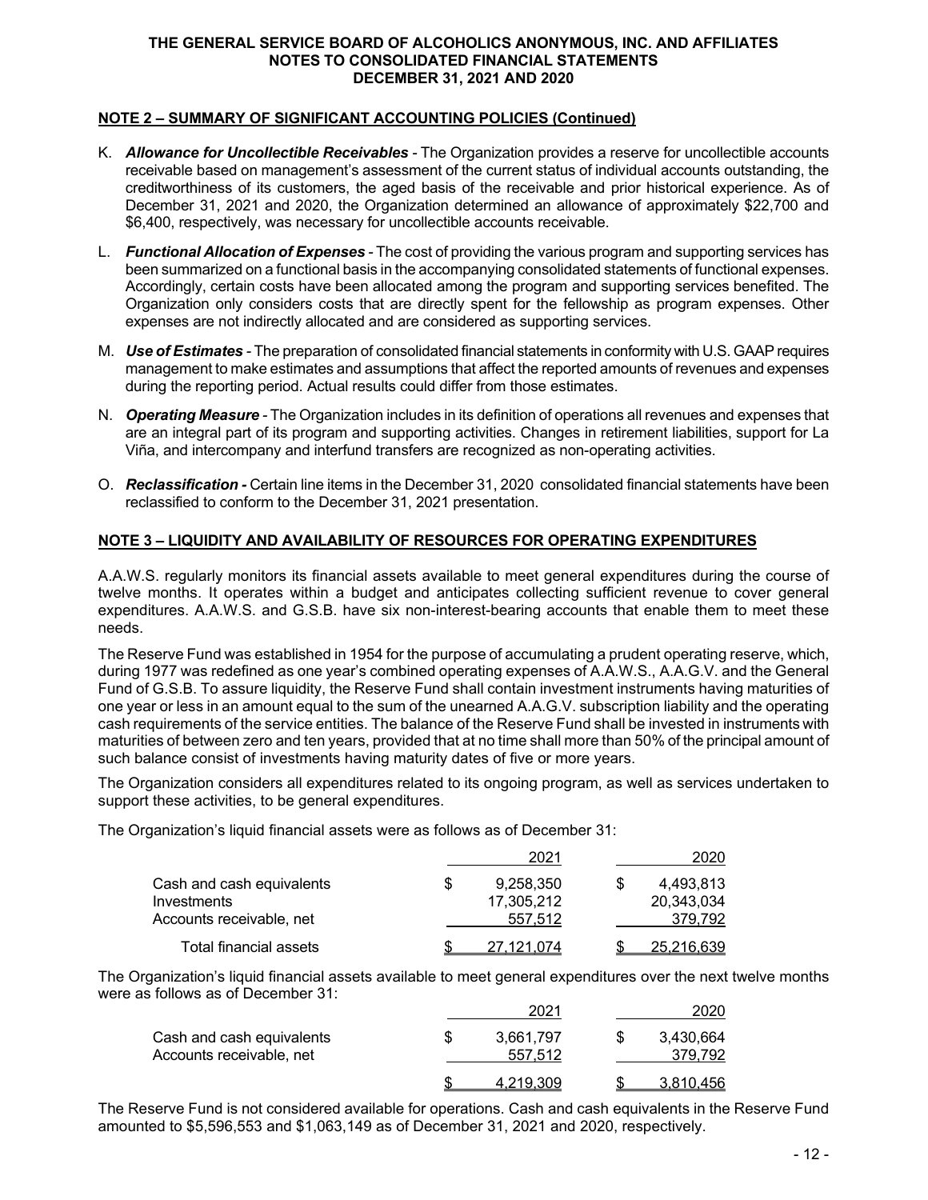## NOTE 2 – SUMMARY OF SIGNIFICANT ACCOUNTING POLICIES (Continued)

K. ***Allowance for Uncollectible Receivables*** - The Organization provides a reserve for uncollectible accounts receivable based on management's assessment of the current status of individual accounts outstanding, the creditworthiness of its customers, the aged basis of the receivable and prior historical experience. As of December 31, 2021 and 2020, the Organization determined an allowance of approximately $22,700 and $6,400, respectively, was necessary for uncollectible accounts receivable.

L. ***Functional Allocation of Expenses*** - The cost of providing the various program and supporting services has been summarized on a functional basis in the accompanying consolidated statements of functional expenses. Accordingly, certain costs have been allocated among the program and supporting services benefited. The Organization only considers costs that are directly spent for the fellowship as program expenses. Other expenses are not indirectly allocated and are considered as supporting services.

M. ***Use of Estimates*** - The preparation of consolidated financial statements in conformity with U.S. GAAP requires management to make estimates and assumptions that affect the reported amounts of revenues and expenses during the reporting period. Actual results could differ from those estimates.

N. ***Operating Measure*** - The Organization includes in its definition of operations all revenues and expenses that are an integral part of its program and supporting activities. Changes in retirement liabilities, support for La Viña, and intercompany and interfund transfers are recognized as non-operating activities.

O. ***Reclassification -*** Certain line items in the December 31, 2020 consolidated financial statements have been reclassified to conform to the December 31, 2021 presentation.

## NOTE 3 – LIQUIDITY AND AVAILABILITY OF RESOURCES FOR OPERATING EXPENDITURES

A.A.W.S. regularly monitors its financial assets available to meet general expenditures during the course of twelve months. It operates within a budget and anticipates collecting sufficient revenue to cover general expenditures. A.A.W.S. and G.S.B. have six non-interest-bearing accounts that enable them to meet these needs.

The Reserve Fund was established in 1954 for the purpose of accumulating a prudent operating reserve, which, during 1977 was redefined as one year's combined operating expenses of A.A.W.S., A.A.G.V. and the General Fund of G.S.B. To assure liquidity, the Reserve Fund shall contain investment instruments having maturities of one year or less in an amount equal to the sum of the unearned A.A.G.V. subscription liability and the operating cash requirements of the service entities. The balance of the Reserve Fund shall be invested in instruments with maturities of between zero and ten years, provided that at no time shall more than 50% of the principal amount of such balance consist of investments having maturity dates of five or more years.

The Organization considers all expenditures related to its ongoing program, as well as services undertaken to support these activities, to be general expenditures.

The Organization's liquid financial assets were as follows as of December 31:

| | 2021 | 2020 |
|---|---|---|
| Cash and cash equivalents | $ 9,258,350 | $ 4,493,813 |
| Investments | 17,305,212 | 20,343,034 |
| Accounts receivable, net | 557,512 | 379,792 |
| Total financial assets | $ 27,121,074 | $ 25,216,639 |

The Organization's liquid financial assets available to meet general expenditures over the next twelve months were as follows as of December 31:

| | 2021 | 2020 |
|---|---|---|
| Cash and cash equivalents | $ 3,661,797 | $ 3,430,664 |
| Accounts receivable, net | 557,512 | 379,792 |
| | $ 4,219,309 | $ 3,810,456 |

The Reserve Fund is not considered available for operations. Cash and cash equivalents in the Reserve Fund amounted to $5,596,553 and $1,063,149 as of December 31, 2021 and 2020, respectively.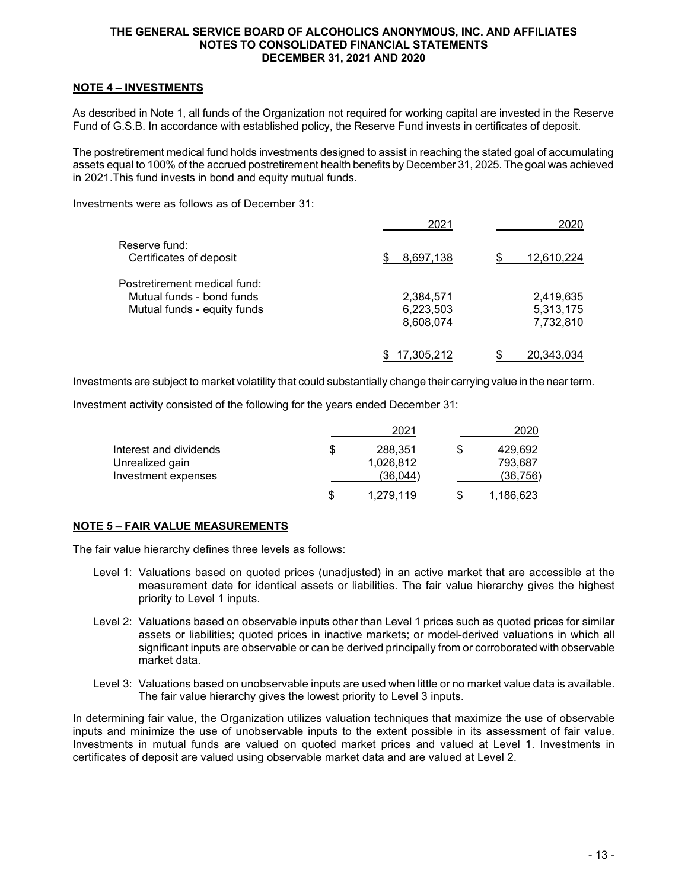## NOTE 4 – INVESTMENTS

As described in Note 1, all funds of the Organization not required for working capital are invested in the Reserve Fund of G.S.B. In accordance with established policy, the Reserve Fund invests in certificates of deposit.

The postretirement medical fund holds investments designed to assist in reaching the stated goal of accumulating assets equal to 100% of the accrued postretirement health benefits by December 31, 2025. The goal was achieved in 2021.This fund invests in bond and equity mutual funds.

Investments were as follows as of December 31:

| | 2021 | 2020 |
|---|---|---|
| Reserve fund: | | |
| Certificates of deposit | $ 8,697,138 | $ 12,610,224 |
| Postretirement medical fund: | | |
| Mutual funds - bond funds | 2,384,571 | 2,419,635 |
| Mutual funds - equity funds | 6,223,503 | 5,313,175 |
| | 8,608,074 | 7,732,810 |
| | $ 17,305,212 | $ 20,343,034 |

Investments are subject to market volatility that could substantially change their carrying value in the near term.

Investment activity consisted of the following for the years ended December 31:

| | 2021 | 2020 |
|---|---|---|
| Interest and dividends | $ 288,351 | $ 429,692 |
| Unrealized gain | 1,026,812 | 793,687 |
| Investment expenses | (36,044) | (36,756) |
| | $ 1,279,119 | $ 1,186,623 |

## NOTE 5 – FAIR VALUE MEASUREMENTS

The fair value hierarchy defines three levels as follows:

- Level 1: Valuations based on quoted prices (unadjusted) in an active market that are accessible at the measurement date for identical assets or liabilities. The fair value hierarchy gives the highest priority to Level 1 inputs.
- Level 2: Valuations based on observable inputs other than Level 1 prices such as quoted prices for similar assets or liabilities; quoted prices in inactive markets; or model-derived valuations in which all significant inputs are observable or can be derived principally from or corroborated with observable market data.
- Level 3: Valuations based on unobservable inputs are used when little or no market value data is available. The fair value hierarchy gives the lowest priority to Level 3 inputs.

In determining fair value, the Organization utilizes valuation techniques that maximize the use of observable inputs and minimize the use of unobservable inputs to the extent possible in its assessment of fair value. Investments in mutual funds are valued on quoted market prices and valued at Level 1. Investments in certificates of deposit are valued using observable market data and are valued at Level 2.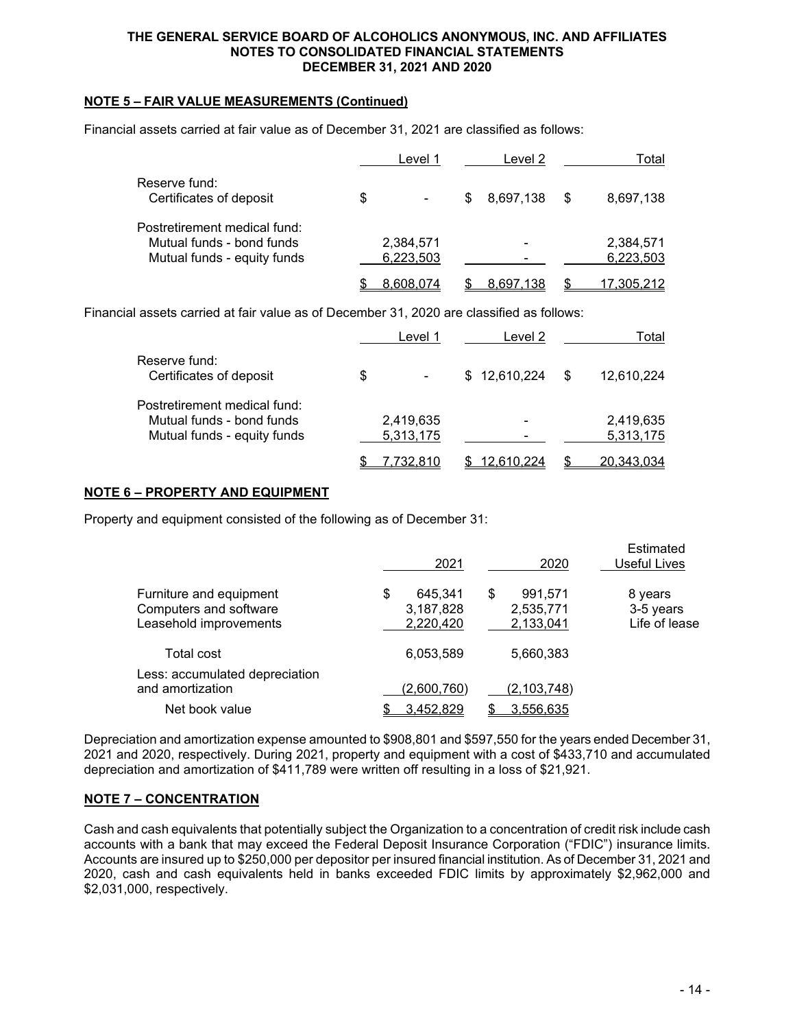## NOTE 5 – FAIR VALUE MEASUREMENTS (Continued)

Financial assets carried at fair value as of December 31, 2021 are classified as follows:

| | Level 1 | Level 2 | Total |
|---|---|---|---|
| Reserve fund: | | | |
| Certificates of deposit | $ - | $ 8,697,138 | $ 8,697,138 |
| Postretirement medical fund: | | | |
| Mutual funds - bond funds | 2,384,571 | - | 2,384,571 |
| Mutual funds - equity funds | 6,223,503 | - | 6,223,503 |
| | $ 8,608,074 | $ 8,697,138 | $ 17,305,212 |

Financial assets carried at fair value as of December 31, 2020 are classified as follows:

| | Level 1 | Level 2 | Total |
|---|---|---|---|
| Reserve fund: | | | |
| Certificates of deposit | $ - | $ 12,610,224 | $ 12,610,224 |
| Postretirement medical fund: | | | |
| Mutual funds - bond funds | 2,419,635 | - | 2,419,635 |
| Mutual funds - equity funds | 5,313,175 | - | 5,313,175 |
| | $ 7,732,810 | $ 12,610,224 | $ 20,343,034 |

## NOTE 6 – PROPERTY AND EQUIPMENT

Property and equipment consisted of the following as of December 31:

| | 2021 | 2020 | Estimated Useful Lives |
|---|---|---|---|
| Furniture and equipment | $ 645,341 | $ 991,571 | 8 years |
| Computers and software | 3,187,828 | 2,535,771 | 3-5 years |
| Leasehold improvements | 2,220,420 | 2,133,041 | Life of lease |
| Total cost | 6,053,589 | 5,660,383 | |
| Less: accumulated depreciation and amortization | (2,600,760) | (2,103,748) | |
| Net book value | $ 3,452,829 | $ 3,556,635 | |

Depreciation and amortization expense amounted to $908,801 and $597,550 for the years ended December 31, 2021 and 2020, respectively. During 2021, property and equipment with a cost of $433,710 and accumulated depreciation and amortization of $411,789 were written off resulting in a loss of $21,921.

## NOTE 7 – CONCENTRATION

Cash and cash equivalents that potentially subject the Organization to a concentration of credit risk include cash accounts with a bank that may exceed the Federal Deposit Insurance Corporation ("FDIC") insurance limits. Accounts are insured up to $250,000 per depositor per insured financial institution. As of December 31, 2021 and 2020, cash and cash equivalents held in banks exceeded FDIC limits by approximately $2,962,000 and $2,031,000, respectively.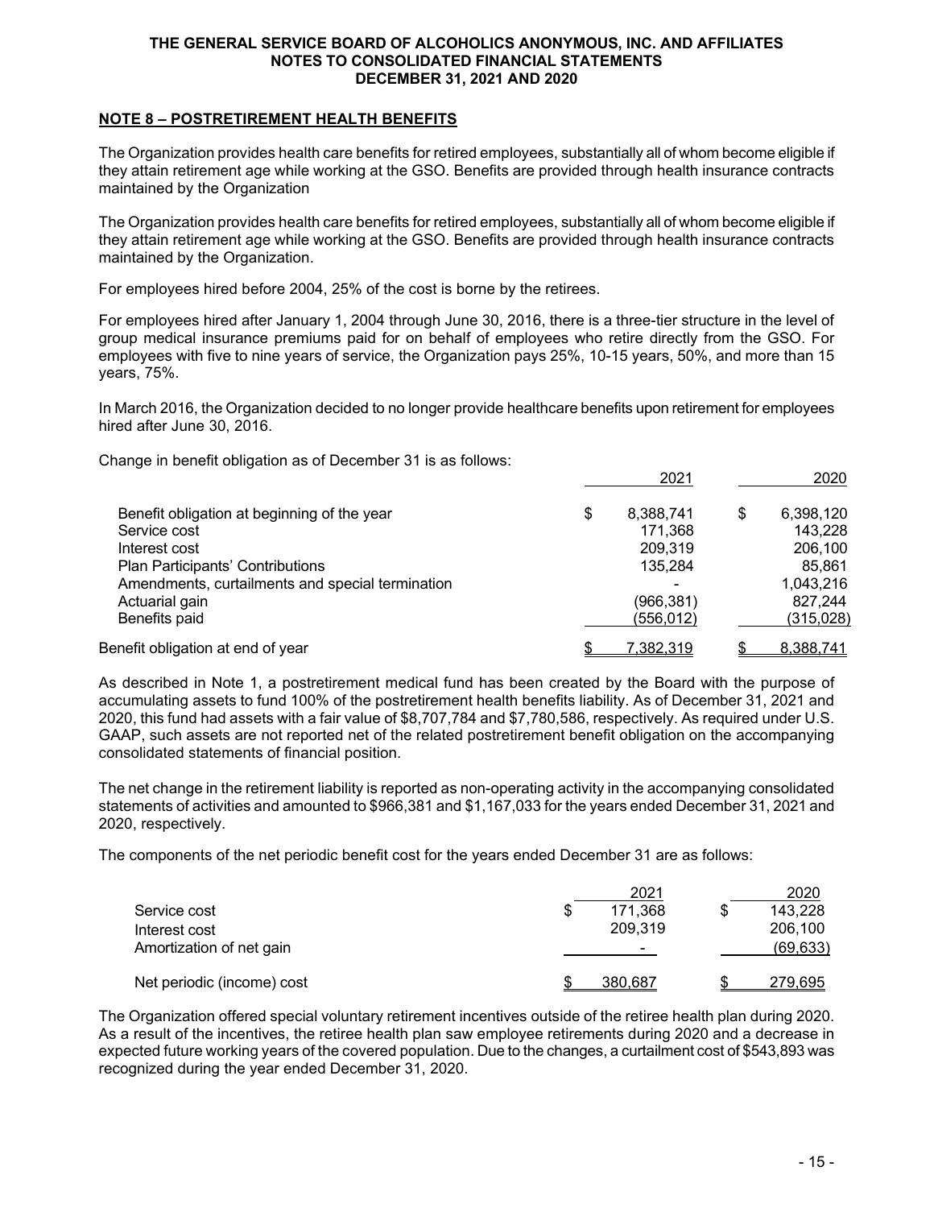## NOTE 8 – POSTRETIREMENT HEALTH BENEFITS

The Organization provides health care benefits for retired employees, substantially all of whom become eligible if they attain retirement age while working at the GSO. Benefits are provided through health insurance contracts maintained by the Organization

The Organization provides health care benefits for retired employees, substantially all of whom become eligible if they attain retirement age while working at the GSO. Benefits are provided through health insurance contracts maintained by the Organization.

For employees hired before 2004, 25% of the cost is borne by the retirees.

For employees hired after January 1, 2004 through June 30, 2016, there is a three-tier structure in the level of group medical insurance premiums paid for on behalf of employees who retire directly from the GSO. For employees with five to nine years of service, the Organization pays 25%, 10-15 years, 50%, and more than 15 years, 75%.

In March 2016, the Organization decided to no longer provide healthcare benefits upon retirement for employees hired after June 30, 2016.

Change in benefit obligation as of December 31 is as follows:

| | 2021 | 2020 |
|---|---|---|
| Benefit obligation at beginning of the year | $ 8,388,741 | $ 6,398,120 |
| Service cost | 171,368 | 143,228 |
| Interest cost | 209,319 | 206,100 |
| Plan Participants' Contributions | 135,284 | 85,861 |
| Amendments, curtailments and special termination | - | 1,043,216 |
| Actuarial gain | (966,381) | 827,244 |
| Benefits paid | (556,012) | (315,028) |
| Benefit obligation at end of year | $ 7,382,319 | $ 8,388,741 |

As described in Note 1, a postretirement medical fund has been created by the Board with the purpose of accumulating assets to fund 100% of the postretirement health benefits liability. As of December 31, 2021 and 2020, this fund had assets with a fair value of $8,707,784 and $7,780,586, respectively. As required under U.S. GAAP, such assets are not reported net of the related postretirement benefit obligation on the accompanying consolidated statements of financial position.

The net change in the retirement liability is reported as non-operating activity in the accompanying consolidated statements of activities and amounted to $966,381 and $1,167,033 for the years ended December 31, 2021 and 2020, respectively.

The components of the net periodic benefit cost for the years ended December 31 are as follows:

| | 2021 | 2020 |
|---|---|---|
| Service cost | $ 171,368 | $ 143,228 |
| Interest cost | 209,319 | 206,100 |
| Amortization of net gain | - | (69,633) |
| Net periodic (income) cost | $ 380,687 | $ 279,695 |

The Organization offered special voluntary retirement incentives outside of the retiree health plan during 2020. As a result of the incentives, the retiree health plan saw employee retirements during 2020 and a decrease in expected future working years of the covered population. Due to the changes, a curtailment cost of $543,893 was recognized during the year ended December 31, 2020.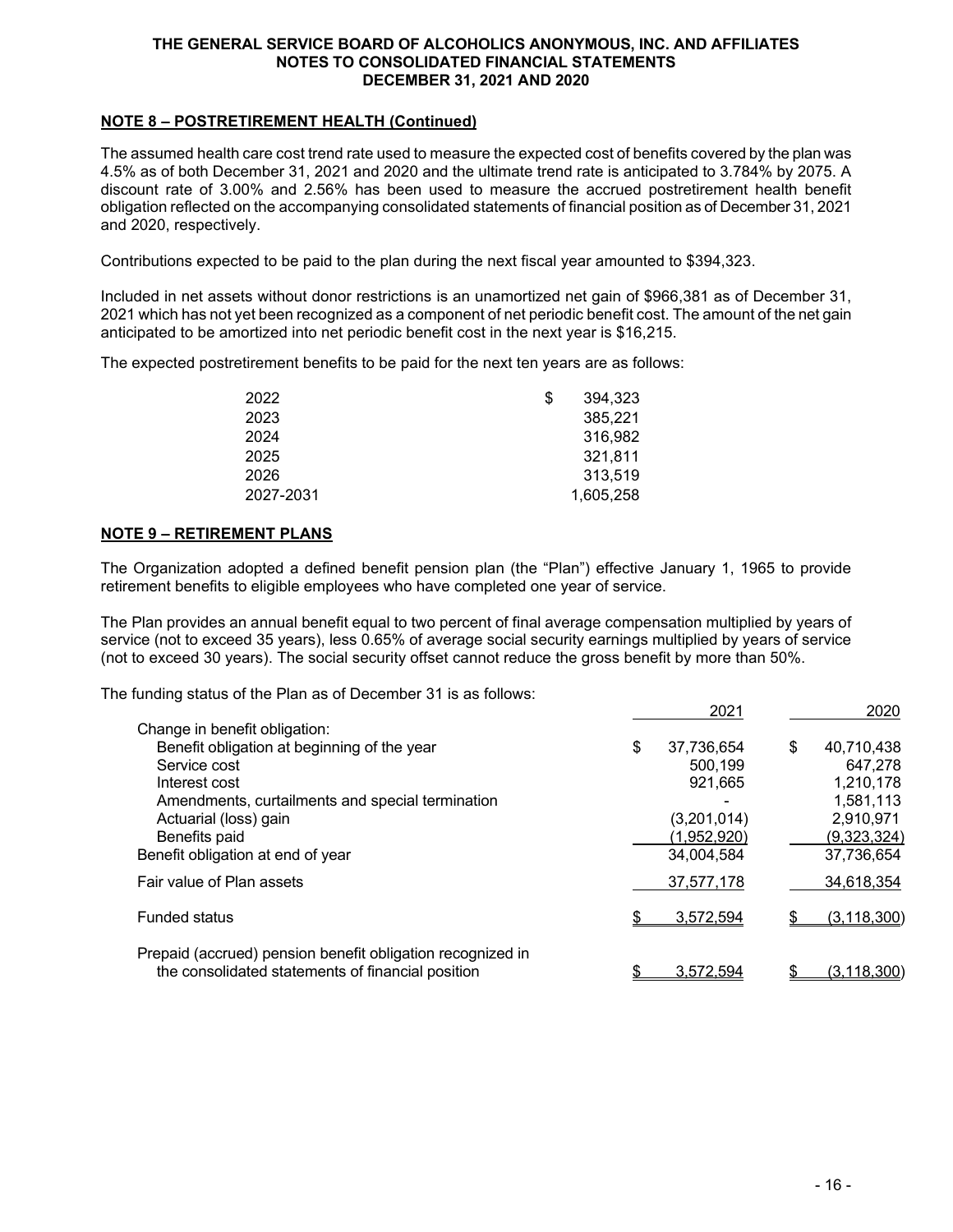## NOTE 8 – POSTRETIREMENT HEALTH (Continued)

The assumed health care cost trend rate used to measure the expected cost of benefits covered by the plan was 4.5% as of both December 31, 2021 and 2020 and the ultimate trend rate is anticipated to 3.784% by 2075. A discount rate of 3.00% and 2.56% has been used to measure the accrued postretirement health benefit obligation reflected on the accompanying consolidated statements of financial position as of December 31, 2021 and 2020, respectively.

Contributions expected to be paid to the plan during the next fiscal year amounted to $394,323.

Included in net assets without donor restrictions is an unamortized net gain of $966,381 as of December 31, 2021 which has not yet been recognized as a component of net periodic benefit cost. The amount of the net gain anticipated to be amortized into net periodic benefit cost in the next year is $16,215.

The expected postretirement benefits to be paid for the next ten years are as follows:

| | |
|---|---|
| 2022 | $ 394,323 |
| 2023 | 385,221 |
| 2024 | 316,982 |
| 2025 | 321,811 |
| 2026 | 313,519 |
| 2027-2031 | 1,605,258 |

## NOTE 9 – RETIREMENT PLANS

The Organization adopted a defined benefit pension plan (the "Plan") effective January 1, 1965 to provide retirement benefits to eligible employees who have completed one year of service.

The Plan provides an annual benefit equal to two percent of final average compensation multiplied by years of service (not to exceed 35 years), less 0.65% of average social security earnings multiplied by years of service (not to exceed 30 years). The social security offset cannot reduce the gross benefit by more than 50%.

The funding status of the Plan as of December 31 is as follows:

| | 2021 | 2020 |
|---|---|---|
| Change in benefit obligation: | | |
| Benefit obligation at beginning of the year | $ 37,736,654 | $ 40,710,438 |
| Service cost | 500,199 | 647,278 |
| Interest cost | 921,665 | 1,210,178 |
| Amendments, curtailments and special termination | - | 1,581,113 |
| Actuarial (loss) gain | (3,201,014) | 2,910,971 |
| Benefits paid | (1,952,920) | (9,323,324) |
| Benefit obligation at end of year | 34,004,584 | 37,736,654 |
| Fair value of Plan assets | 37,577,178 | 34,618,354 |
| Funded status | $ 3,572,594 | $ (3,118,300) |
| Prepaid (accrued) pension benefit obligation recognized in the consolidated statements of financial position | $ 3,572,594 | $ (3,118,300) |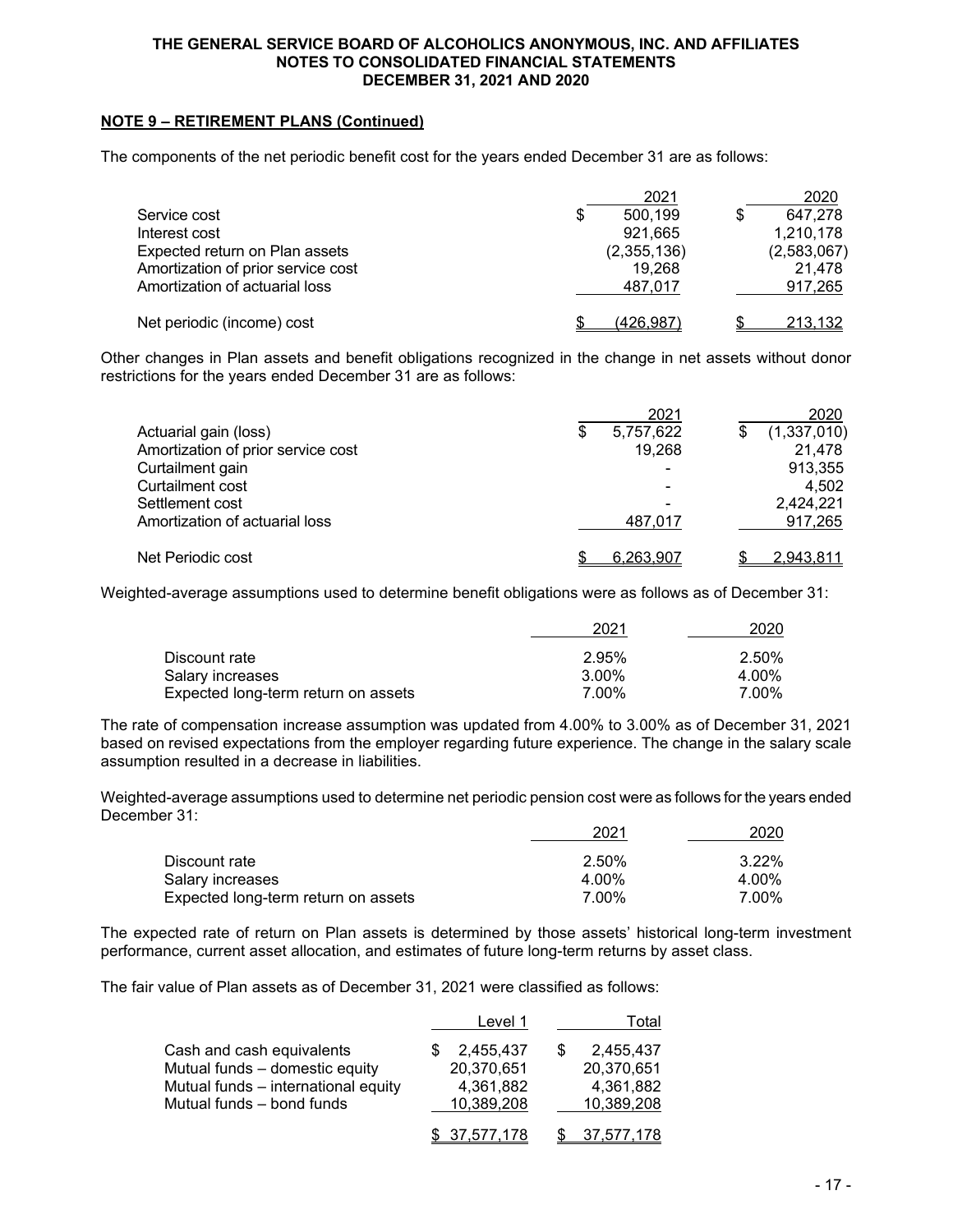## NOTE 9 – RETIREMENT PLANS (Continued)

The components of the net periodic benefit cost for the years ended December 31 are as follows:

| | 2021 | 2020 |
|---|---|---|
| Service cost | $ 500,199 | $ 647,278 |
| Interest cost | 921,665 | 1,210,178 |
| Expected return on Plan assets | (2,355,136) | (2,583,067) |
| Amortization of prior service cost | 19,268 | 21,478 |
| Amortization of actuarial loss | 487,017 | 917,265 |
| Net periodic (income) cost | $ (426,987) | $ 213,132 |

Other changes in Plan assets and benefit obligations recognized in the change in net assets without donor restrictions for the years ended December 31 are as follows:

| | 2021 | 2020 |
|---|---|---|
| Actuarial gain (loss) | $ 5,757,622 | $ (1,337,010) |
| Amortization of prior service cost | 19,268 | 21,478 |
| Curtailment gain | - | 913,355 |
| Curtailment cost | - | 4,502 |
| Settlement cost | - | 2,424,221 |
| Amortization of actuarial loss | 487,017 | 917,265 |
| Net Periodic cost | $ 6,263,907 | $ 2,943,811 |

Weighted-average assumptions used to determine benefit obligations were as follows as of December 31:

| | 2021 | 2020 |
|---|---|---|
| Discount rate | 2.95% | 2.50% |
| Salary increases | 3.00% | 4.00% |
| Expected long-term return on assets | 7.00% | 7.00% |

The rate of compensation increase assumption was updated from 4.00% to 3.00% as of December 31, 2021 based on revised expectations from the employer regarding future experience. The change in the salary scale assumption resulted in a decrease in liabilities.

Weighted-average assumptions used to determine net periodic pension cost were as follows for the years ended December 31:

| | 2021 | 2020 |
|---|---|---|
| Discount rate | 2.50% | 3.22% |
| Salary increases | 4.00% | 4.00% |
| Expected long-term return on assets | 7.00% | 7.00% |

The expected rate of return on Plan assets is determined by those assets' historical long-term investment performance, current asset allocation, and estimates of future long-term returns by asset class.

The fair value of Plan assets as of December 31, 2021 were classified as follows:

| | Level 1 | Total |
|---|---|---|
| Cash and cash equivalents | $ 2,455,437 | $ 2,455,437 |
| Mutual funds – domestic equity | 20,370,651 | 20,370,651 |
| Mutual funds – international equity | 4,361,882 | 4,361,882 |
| Mutual funds – bond funds | 10,389,208 | 10,389,208 |
| | $ 37,577,178 | $ 37,577,178 |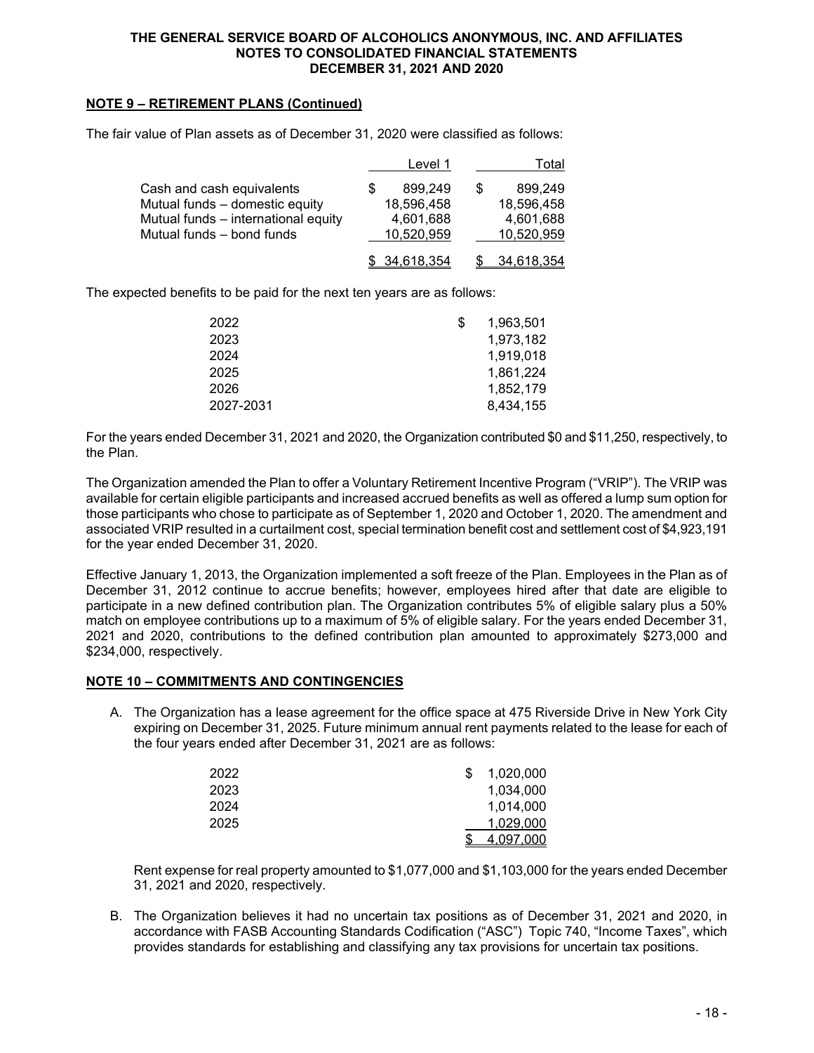## NOTE 9 – RETIREMENT PLANS (Continued)

The fair value of Plan assets as of December 31, 2020 were classified as follows:

| | Level 1 | Total |
|---|---|---|
| Cash and cash equivalents | $ 899,249 | $ 899,249 |
| Mutual funds – domestic equity | 18,596,458 | 18,596,458 |
| Mutual funds – international equity | 4,601,688 | 4,601,688 |
| Mutual funds – bond funds | 10,520,959 | 10,520,959 |
| | $ 34,618,354 | $ 34,618,354 |

The expected benefits to be paid for the next ten years are as follows:

| | |
|---|---|
| 2022 | $ 1,963,501 |
| 2023 | 1,973,182 |
| 2024 | 1,919,018 |
| 2025 | 1,861,224 |
| 2026 | 1,852,179 |
| 2027-2031 | 8,434,155 |

For the years ended December 31, 2021 and 2020, the Organization contributed $0 and $11,250, respectively, to the Plan.

The Organization amended the Plan to offer a Voluntary Retirement Incentive Program ("VRIP"). The VRIP was available for certain eligible participants and increased accrued benefits as well as offered a lump sum option for those participants who chose to participate as of September 1, 2020 and October 1, 2020. The amendment and associated VRIP resulted in a curtailment cost, special termination benefit cost and settlement cost of $4,923,191 for the year ended December 31, 2020.

Effective January 1, 2013, the Organization implemented a soft freeze of the Plan. Employees in the Plan as of December 31, 2012 continue to accrue benefits; however, employees hired after that date are eligible to participate in a new defined contribution plan. The Organization contributes 5% of eligible salary plus a 50% match on employee contributions up to a maximum of 5% of eligible salary. For the years ended December 31, 2021 and 2020, contributions to the defined contribution plan amounted to approximately $273,000 and $234,000, respectively.

## NOTE 10 – COMMITMENTS AND CONTINGENCIES

A. The Organization has a lease agreement for the office space at 475 Riverside Drive in New York City expiring on December 31, 2025. Future minimum annual rent payments related to the lease for each of the four years ended after December 31, 2021 are as follows:

| | |
|---|---|
| 2022 | $ 1,020,000 |
| 2023 | 1,034,000 |
| 2024 | 1,014,000 |
| 2025 | 1,029,000 |
| | $ 4,097,000 |

Rent expense for real property amounted to $1,077,000 and $1,103,000 for the years ended December 31, 2021 and 2020, respectively.

B. The Organization believes it had no uncertain tax positions as of December 31, 2021 and 2020, in accordance with FASB Accounting Standards Codification ("ASC") Topic 740, "Income Taxes", which provides standards for establishing and classifying any tax provisions for uncertain tax positions.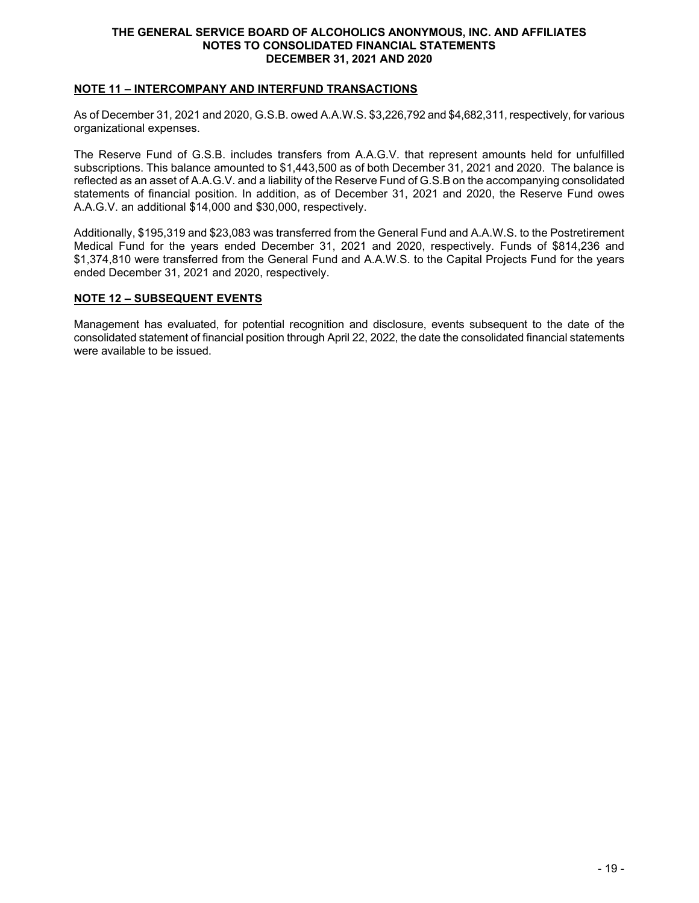## NOTE 11 – INTERCOMPANY AND INTERFUND TRANSACTIONS

As of December 31, 2021 and 2020, G.S.B. owed A.A.W.S. $3,226,792 and $4,682,311, respectively, for various organizational expenses.

The Reserve Fund of G.S.B. includes transfers from A.A.G.V. that represent amounts held for unfulfilled subscriptions. This balance amounted to $1,443,500 as of both December 31, 2021 and 2020. The balance is reflected as an asset of A.A.G.V. and a liability of the Reserve Fund of G.S.B on the accompanying consolidated statements of financial position. In addition, as of December 31, 2021 and 2020, the Reserve Fund owes A.A.G.V. an additional $14,000 and $30,000, respectively.

Additionally, $195,319 and $23,083 was transferred from the General Fund and A.A.W.S. to the Postretirement Medical Fund for the years ended December 31, 2021 and 2020, respectively. Funds of $814,236 and $1,374,810 were transferred from the General Fund and A.A.W.S. to the Capital Projects Fund for the years ended December 31, 2021 and 2020, respectively.

## NOTE 12 – SUBSEQUENT EVENTS

Management has evaluated, for potential recognition and disclosure, events subsequent to the date of the consolidated statement of financial position through April 22, 2022, the date the consolidated financial statements were available to be issued.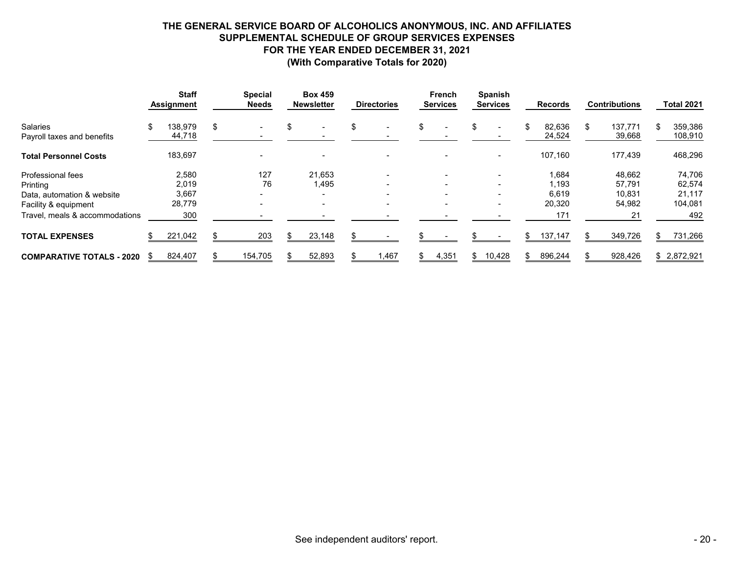# THE GENERAL SERVICE BOARD OF ALCOHOLICS ANONYMOUS, INC. AND AFFILIATES
## SUPPLEMENTAL SCHEDULE OF GROUP SERVICES EXPENSES
## FOR THE YEAR ENDED DECEMBER 31, 2021
## (With Comparative Totals for 2020)

| | Staff Assignment | Special Needs | Box 459 Newsletter | Directories | French Services | Spanish Services | Records | Contributions | Total 2021 |
|---|---|---|---|---|---|---|---|---|---|
| Salaries | $ 138,979 | $ - | $ - | $ - | $ - | $ - | $ 82,636 | $ 137,771 | $ 359,386 |
| Payroll taxes and benefits | 44,718 | - | - | - | - | - | 24,524 | 39,668 | 108,910 |
| **Total Personnel Costs** | 183,697 | - | - | - | - | - | 107,160 | 177,439 | 468,296 |
| Professional fees | 2,580 | 127 | 21,653 | - | - | - | 1,684 | 48,662 | 74,706 |
| Printing | 2,019 | 76 | 1,495 | - | - | - | 1,193 | 57,791 | 62,574 |
| Data, automation & website | 3,667 | - | - | - | - | - | 6,619 | 10,831 | 21,117 |
| Facility & equipment | 28,779 | - | - | - | - | - | 20,320 | 54,982 | 104,081 |
| Travel, meals & accommodations | 300 | - | - | - | - | - | 171 | 21 | 492 |
| **TOTAL EXPENSES** | $ 221,042 | $ 203 | $ 23,148 | $ - | $ - | $ - | $ 137,147 | $ 349,726 | $ 731,266 |
| **COMPARATIVE TOTALS - 2020** | $ 824,407 | $ 154,705 | $ 52,893 | $ 1,467 | $ 4,351 | $ 10,428 | $ 896,244 | $ 928,426 | $ 2,872,921 |

See independent auditors' report.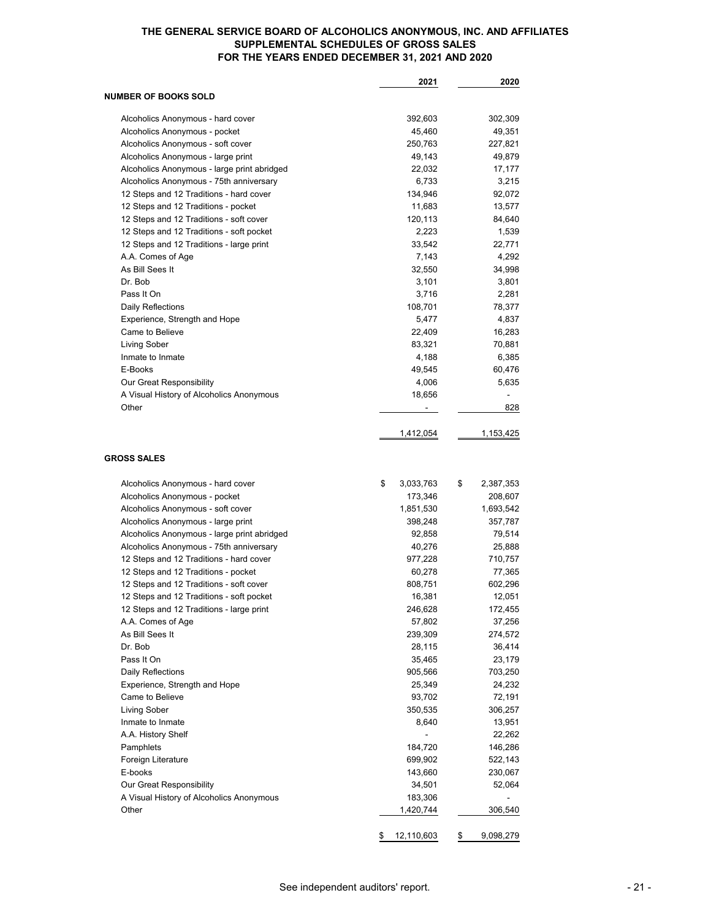# THE GENERAL SERVICE BOARD OF ALCOHOLICS ANONYMOUS, INC. AND AFFILIATES
## SUPPLEMENTAL SCHEDULES OF GROSS SALES
## FOR THE YEARS ENDED DECEMBER 31, 2021 AND 2020

| | 2021 | 2020 |
|---|---|---|
| **NUMBER OF BOOKS SOLD** | | |
| Alcoholics Anonymous - hard cover | 392,603 | 302,309 |
| Alcoholics Anonymous - pocket | 45,460 | 49,351 |
| Alcoholics Anonymous - soft cover | 250,763 | 227,821 |
| Alcoholics Anonymous - large print | 49,143 | 49,879 |
| Alcoholics Anonymous - large print abridged | 22,032 | 17,177 |
| Alcoholics Anonymous - 75th anniversary | 6,733 | 3,215 |
| 12 Steps and 12 Traditions - hard cover | 134,946 | 92,072 |
| 12 Steps and 12 Traditions - pocket | 11,683 | 13,577 |
| 12 Steps and 12 Traditions - soft cover | 120,113 | 84,640 |
| 12 Steps and 12 Traditions - soft pocket | 2,223 | 1,539 |
| 12 Steps and 12 Traditions - large print | 33,542 | 22,771 |
| A.A. Comes of Age | 7,143 | 4,292 |
| As Bill Sees It | 32,550 | 34,998 |
| Dr. Bob | 3,101 | 3,801 |
| Pass It On | 3,716 | 2,281 |
| Daily Reflections | 108,701 | 78,377 |
| Experience, Strength and Hope | 5,477 | 4,837 |
| Came to Believe | 22,409 | 16,283 |
| Living Sober | 83,321 | 70,881 |
| Inmate to Inmate | 4,188 | 6,385 |
| E-Books | 49,545 | 60,476 |
| Our Great Responsibility | 4,006 | 5,635 |
| A Visual History of Alcoholics Anonymous | 18,656 | - |
| Other | - | 828 |
| | 1,412,054 | 1,153,425 |
| **GROSS SALES** | | |
| Alcoholics Anonymous - hard cover | $ 3,033,763 | $ 2,387,353 |
| Alcoholics Anonymous - pocket | 173,346 | 208,607 |
| Alcoholics Anonymous - soft cover | 1,851,530 | 1,693,542 |
| Alcoholics Anonymous - large print | 398,248 | 357,787 |
| Alcoholics Anonymous - large print abridged | 92,858 | 79,514 |
| Alcoholics Anonymous - 75th anniversary | 40,276 | 25,888 |
| 12 Steps and 12 Traditions - hard cover | 977,228 | 710,757 |
| 12 Steps and 12 Traditions - pocket | 60,278 | 77,365 |
| 12 Steps and 12 Traditions - soft cover | 808,751 | 602,296 |
| 12 Steps and 12 Traditions - soft pocket | 16,381 | 12,051 |
| 12 Steps and 12 Traditions - large print | 246,628 | 172,455 |
| A.A. Comes of Age | 57,802 | 37,256 |
| As Bill Sees It | 239,309 | 274,572 |
| Dr. Bob | 28,115 | 36,414 |
| Pass It On | 35,465 | 23,179 |
| Daily Reflections | 905,566 | 703,250 |
| Experience, Strength and Hope | 25,349 | 24,232 |
| Came to Believe | 93,702 | 72,191 |
| Living Sober | 350,535 | 306,257 |
| Inmate to Inmate | 8,640 | 13,951 |
| A.A. History Shelf | - | 22,262 |
| Pamphlets | 184,720 | 146,286 |
| Foreign Literature | 699,902 | 522,143 |
| E-books | 143,660 | 230,067 |
| Our Great Responsibility | 34,501 | 52,064 |
| A Visual History of Alcoholics Anonymous | 183,306 | - |
| Other | 1,420,744 | 306,540 |
| | $ 12,110,603 | $ 9,098,279 |

See independent auditors' report.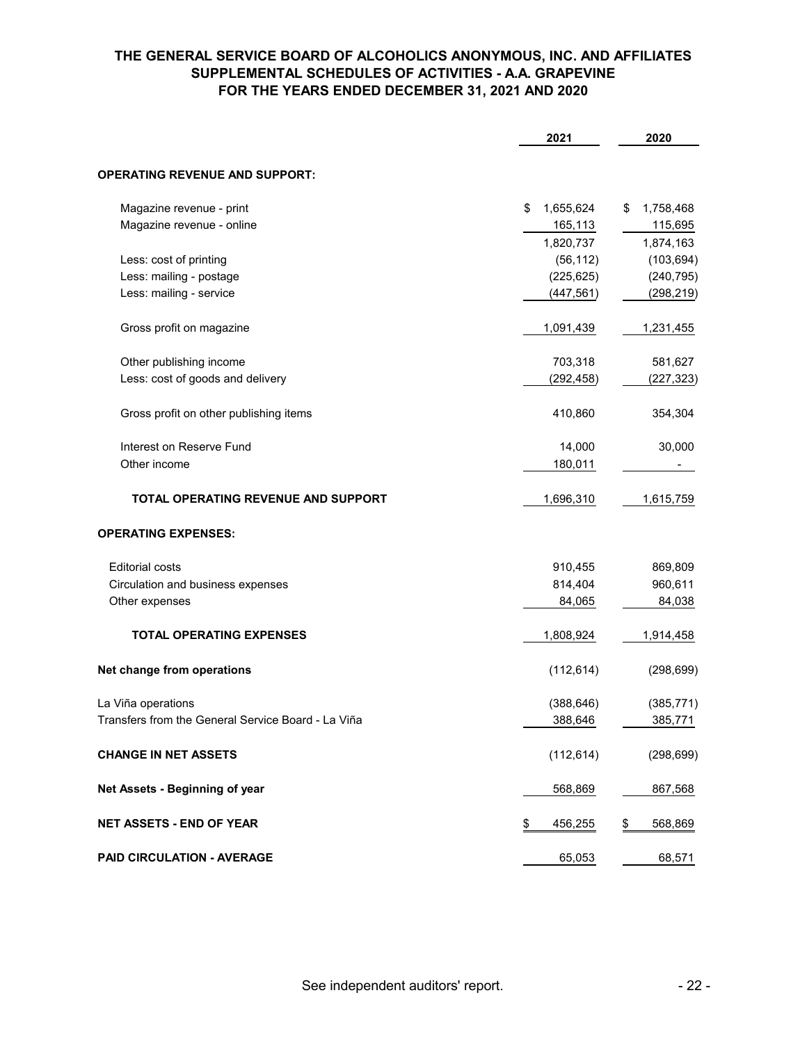# THE GENERAL SERVICE BOARD OF ALCOHOLICS ANONYMOUS, INC. AND AFFILIATES
## SUPPLEMENTAL SCHEDULES OF ACTIVITIES - A.A. GRAPEVINE
### FOR THE YEARS ENDED DECEMBER 31, 2021 AND 2020

| | 2021 | 2020 |
|---|---|---|
| **OPERATING REVENUE AND SUPPORT:** | | |
| Magazine revenue - print | $ 1,655,624 | $ 1,758,468 |
| Magazine revenue - online | 165,113 | 115,695 |
| | 1,820,737 | 1,874,163 |
| Less: cost of printing | (56,112) | (103,694) |
| Less: mailing - postage | (225,625) | (240,795) |
| Less: mailing - service | (447,561) | (298,219) |
| Gross profit on magazine | 1,091,439 | 1,231,455 |
| Other publishing income | 703,318 | 581,627 |
| Less: cost of goods and delivery | (292,458) | (227,323) |
| Gross profit on other publishing items | 410,860 | 354,304 |
| Interest on Reserve Fund | 14,000 | 30,000 |
| Other income | 180,011 | - |
| **TOTAL OPERATING REVENUE AND SUPPORT** | 1,696,310 | 1,615,759 |
| **OPERATING EXPENSES:** | | |
| Editorial costs | 910,455 | 869,809 |
| Circulation and business expenses | 814,404 | 960,611 |
| Other expenses | 84,065 | 84,038 |
| **TOTAL OPERATING EXPENSES** | 1,808,924 | 1,914,458 |
| **Net change from operations** | (112,614) | (298,699) |
| La Viña operations | (388,646) | (385,771) |
| Transfers from the General Service Board - La Viña | 388,646 | 385,771 |
| **CHANGE IN NET ASSETS** | (112,614) | (298,699) |
| **Net Assets - Beginning of year** | 568,869 | 867,568 |
| **NET ASSETS - END OF YEAR** | $ 456,255 | $ 568,869 |
| **PAID CIRCULATION - AVERAGE** | 65,053 | 68,571 |

See independent auditors' report.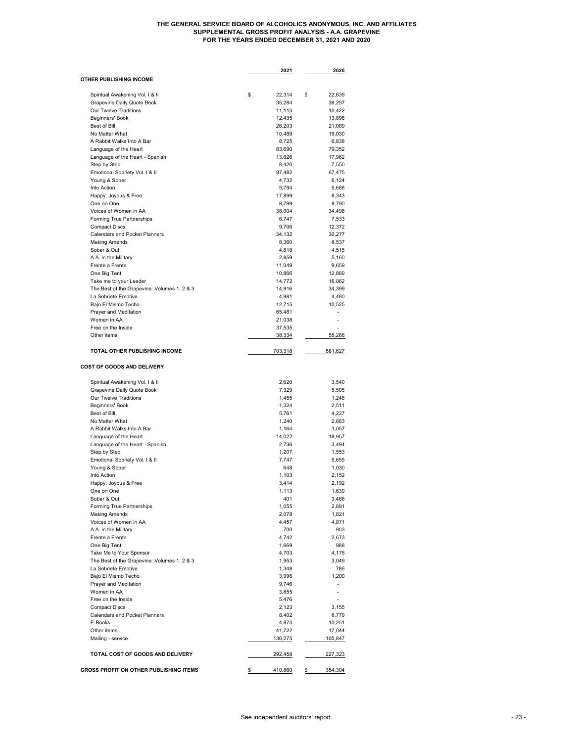# THE GENERAL SERVICE BOARD OF ALCOHOLICS ANONYMOUS, INC. AND AFFILIATES
## SUPPLEMENTAL GROSS PROFIT ANALYSIS - A.A. GRAPEVINE
### FOR THE YEARS ENDED DECEMBER 31, 2021 AND 2020

| | 2021 | 2020 |
|---|---|---|
| **OTHER PUBLISHING INCOME** | | |
| Spiritual Awakening Vol. I & II | $ 22,314 | $ 22,639 |
| Grapevine Daily Quote Book | 35,284 | 39,257 |
| Our Twelve Traditions | 11,113 | 10,422 |
| Beginners' Book | 12,435 | 13,896 |
| Best of Bill | 26,203 | 21,089 |
| No Matter What | 10,489 | 19,030 |
| A Rabbit Walks Into A Bar | 8,725 | 6,838 |
| Language of the Heart | 83,690 | 79,352 |
| Language of the Heart - Spanish | 13,626 | 17,962 |
| Step by Step | 8,420 | 7,550 |
| Emotional Sobriety Vol. I & II | 97,482 | 67,475 |
| Young & Sober | 4,732 | 6,124 |
| Into Action | 5,794 | 5,688 |
| Happy, Joyous & Free | 17,899 | 8,343 |
| One on One | 8,799 | 9,790 |
| Voices of Women in AA | 38,004 | 34,498 |
| Forming True Partnerships | 6,747 | 7,533 |
| Compact Discs | 9,706 | 12,372 |
| Calendars and Pocket Planners | 34,132 | 30,277 |
| Making Amends | 8,360 | 8,537 |
| Sober & Out | 4,818 | 4,515 |
| A.A. in the Military | 2,859 | 5,160 |
| Frente a Frente | 11,049 | 9,659 |
| One Big Tent | 10,866 | 12,889 |
| Take me to your Leader | 14,772 | 16,062 |
| The Best of the Grapevine: Volumes 1, 2 & 3 | 14,916 | 34,399 |
| La Sobriete Emotive | 4,981 | 4,480 |
| Bajo El Mismo Techo | 12,715 | 10,525 |
| Prayer and Meditation | 65,481 | - |
| Women in AA | 21,038 | - |
| Free on the Inside | 37,535 | - |
| Other items | 38,334 | 55,266 |
| **TOTAL OTHER PUBLISHING INCOME** | 703,318 | 581,627 |
| **COST OF GOODS AND DELIVERY** | | |
| Spiritual Awakening Vol. I & II | 2,620 | 3,540 |
| Grapevine Daily Quote Book | 7,329 | 5,505 |
| Our Twelve Traditions | 1,455 | 1,248 |
| Beginners' Book | 1,324 | 2,511 |
| Best of Bill | 5,761 | 4,227 |
| No Matter What | 1,240 | 2,663 |
| A Rabbit Walks Into A Bar | 1,164 | 1,057 |
| Language of the Heart | 14,022 | 18,957 |
| Language of the Heart - Spanish | 2,736 | 3,494 |
| Step by Step | 1,207 | 1,553 |
| Emotional Sobriety Vol. I & II | 7,747 | 5,655 |
| Young & Sober | 648 | 1,030 |
| Into Action | 1,103 | 2,152 |
| Happy, Joyous & Free | 3,414 | 2,192 |
| One on One | 1,113 | 1,639 |
| Sober & Out | 401 | 3,466 |
| Forming True Partnerships | 1,055 | 2,891 |
| Making Amends | 2,078 | 1,821 |
| Voices of Women in AA | 4,457 | 4,871 |
| A.A. in the Military | 700 | 903 |
| Frente a Frente | 4,742 | 2,673 |
| One Big Tent | 1,669 | 988 |
| Take Me to Your Sponsor | 4,703 | 4,176 |
| The Best of the Grapevine: Volumes 1, 2 & 3 | 1,953 | 3,049 |
| La Sobriete Emotive | 1,348 | 786 |
| Bajo El Mismo Techo | 3,996 | 1,200 |
| Prayer and Meditation | 9,746 | - |
| Women in AA | 3,855 | - |
| Free on the Inside | 5,476 | - |
| Compact Discs | 2,123 | 3,155 |
| Calendars and Pocket Planners | 8,402 | 6,779 |
| E-Books | 4,874 | 10,251 |
| Other items | 41,722 | 17,044 |
| Mailing - service | 136,275 | 105,847 |
| **TOTAL COST OF GOODS AND DELIVERY** | 292,458 | 227,323 |
| **GROSS PROFIT ON OTHER PUBLISHING ITEMS** | $ 410,860 | $ 354,304 |

See independent auditors' report.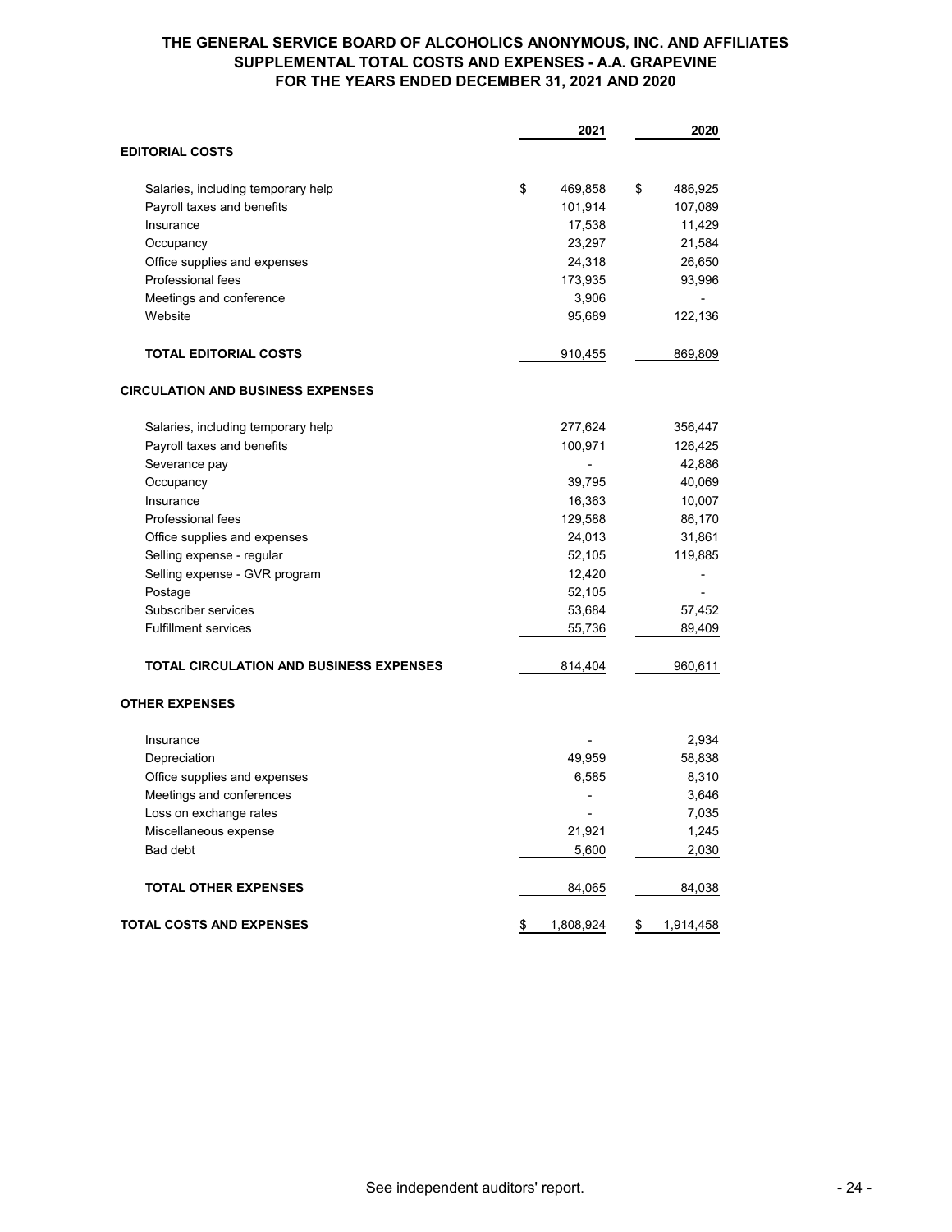# THE GENERAL SERVICE BOARD OF ALCOHOLICS ANONYMOUS, INC. AND AFFILIATES
## SUPPLEMENTAL TOTAL COSTS AND EXPENSES - A.A. GRAPEVINE
### FOR THE YEARS ENDED DECEMBER 31, 2021 AND 2020

| | 2021 | 2020 |
|---|---|---|
| **EDITORIAL COSTS** | | |
| Salaries, including temporary help | $ 469,858 | $ 486,925 |
| Payroll taxes and benefits | 101,914 | 107,089 |
| Insurance | 17,538 | 11,429 |
| Occupancy | 23,297 | 21,584 |
| Office supplies and expenses | 24,318 | 26,650 |
| Professional fees | 173,935 | 93,996 |
| Meetings and conference | 3,906 | - |
| Website | 95,689 | 122,136 |
| **TOTAL EDITORIAL COSTS** | 910,455 | 869,809 |
| **CIRCULATION AND BUSINESS EXPENSES** | | |
| Salaries, including temporary help | 277,624 | 356,447 |
| Payroll taxes and benefits | 100,971 | 126,425 |
| Severance pay | - | 42,886 |
| Occupancy | 39,795 | 40,069 |
| Insurance | 16,363 | 10,007 |
| Professional fees | 129,588 | 86,170 |
| Office supplies and expenses | 24,013 | 31,861 |
| Selling expense - regular | 52,105 | 119,885 |
| Selling expense - GVR program | 12,420 | - |
| Postage | 52,105 | - |
| Subscriber services | 53,684 | 57,452 |
| Fulfillment services | 55,736 | 89,409 |
| **TOTAL CIRCULATION AND BUSINESS EXPENSES** | 814,404 | 960,611 |
| **OTHER EXPENSES** | | |
| Insurance | - | 2,934 |
| Depreciation | 49,959 | 58,838 |
| Office supplies and expenses | 6,585 | 8,310 |
| Meetings and conferences | - | 3,646 |
| Loss on exchange rates | - | 7,035 |
| Miscellaneous expense | 21,921 | 1,245 |
| Bad debt | 5,600 | 2,030 |
| **TOTAL OTHER EXPENSES** | 84,065 | 84,038 |
| **TOTAL COSTS AND EXPENSES** | $ 1,808,924 | $ 1,914,458 |

See independent auditors' report.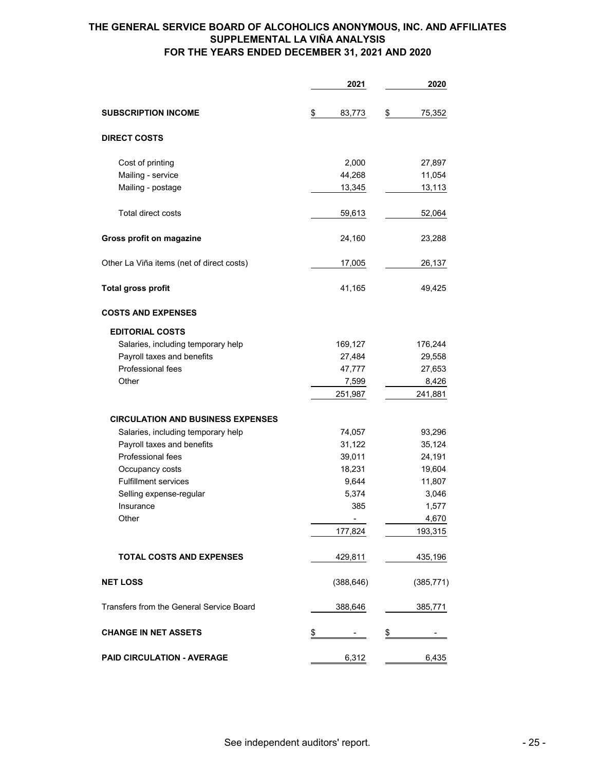# THE GENERAL SERVICE BOARD OF ALCOHOLICS ANONYMOUS, INC. AND AFFILIATES
## SUPPLEMENTAL LA VIÑA ANALYSIS
## FOR THE YEARS ENDED DECEMBER 31, 2021 AND 2020

| | 2021 | 2020 |
|---|---|---|
| **SUBSCRIPTION INCOME** | $ 83,773 | $ 75,352 |
| **DIRECT COSTS** | | |
| Cost of printing | 2,000 | 27,897 |
| Mailing - service | 44,268 | 11,054 |
| Mailing - postage | 13,345 | 13,113 |
| Total direct costs | 59,613 | 52,064 |
| **Gross profit on magazine** | 24,160 | 23,288 |
| Other La Viña items (net of direct costs) | 17,005 | 26,137 |
| **Total gross profit** | 41,165 | 49,425 |
| **COSTS AND EXPENSES** | | |
| **EDITORIAL COSTS** | | |
| Salaries, including temporary help | 169,127 | 176,244 |
| Payroll taxes and benefits | 27,484 | 29,558 |
| Professional fees | 47,777 | 27,653 |
| Other | 7,599 | 8,426 |
| | 251,987 | 241,881 |
| **CIRCULATION AND BUSINESS EXPENSES** | | |
| Salaries, including temporary help | 74,057 | 93,296 |
| Payroll taxes and benefits | 31,122 | 35,124 |
| Professional fees | 39,011 | 24,191 |
| Occupancy costs | 18,231 | 19,604 |
| Fulfillment services | 9,644 | 11,807 |
| Selling expense-regular | 5,374 | 3,046 |
| Insurance | 385 | 1,577 |
| Other | - | 4,670 |
| | 177,824 | 193,315 |
| **TOTAL COSTS AND EXPENSES** | 429,811 | 435,196 |
| **NET LOSS** | (388,646) | (385,771) |
| Transfers from the General Service Board | 388,646 | 385,771 |
| **CHANGE IN NET ASSETS** | $ - | $ - |
| **PAID CIRCULATION - AVERAGE** | 6,312 | 6,435 |

See independent auditors' report.